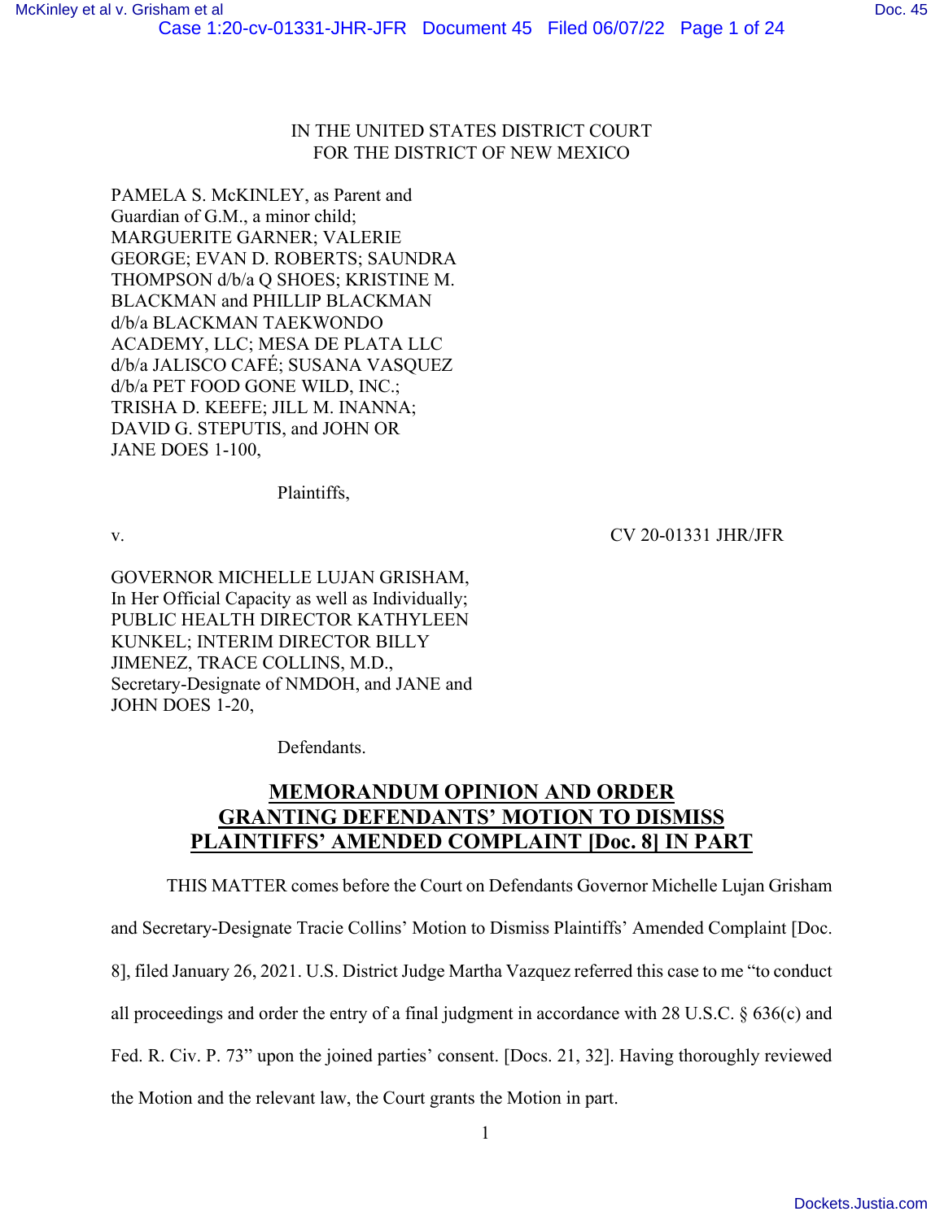IN THE UNITED STATES DISTRICT COURT
FOR THE DISTRICT OF NEW MEXICO

PAMELA S. McKINLEY, as Parent and Guardian of G.M., a minor child; MARGUERITE GARNER; VALERIE GEORGE; EVAN D. ROBERTS; SAUNDRA THOMPSON d/b/a Q SHOES; KRISTINE M. BLACKMAN and PHILLIP BLACKMAN d/b/a BLACKMAN TAEKWONDO ACADEMY, LLC; MESA DE PLATA LLC d/b/a JALISCO CAFÉ; SUSANA VASQUEZ d/b/a PET FOOD GONE WILD, INC.; TRISHA D. KEEFE; JILL M. INANNA; DAVID G. STEPUTIS, and JOHN OR JANE DOES 1-100,

Plaintiffs,

v. CV 20-01331 JHR/JFR

GOVERNOR MICHELLE LUJAN GRISHAM, In Her Official Capacity as well as Individually; PUBLIC HEALTH DIRECTOR KATHYLEEN KUNKEL; INTERIM DIRECTOR BILLY JIMENEZ, TRACE COLLINS, M.D., Secretary-Designate of NMDOH, and JANE and JOHN DOES 1-20,

Defendants.

# MEMORANDUM OPINION AND ORDER GRANTING DEFENDANTS' MOTION TO DISMISS PLAINTIFFS' AMENDED COMPLAINT [Doc. 8] IN PART

THIS MATTER comes before the Court on Defendants Governor Michelle Lujan Grisham and Secretary-Designate Tracie Collins' Motion to Dismiss Plaintiffs' Amended Complaint [Doc. 8], filed January 26, 2021. U.S. District Judge Martha Vazquez referred this case to me "to conduct all proceedings and order the entry of a final judgment in accordance with 28 U.S.C. § 636(c) and Fed. R. Civ. P. 73" upon the joined parties' consent. [Docs. 21, 32]. Having thoroughly reviewed the Motion and the relevant law, the Court grants the Motion in part.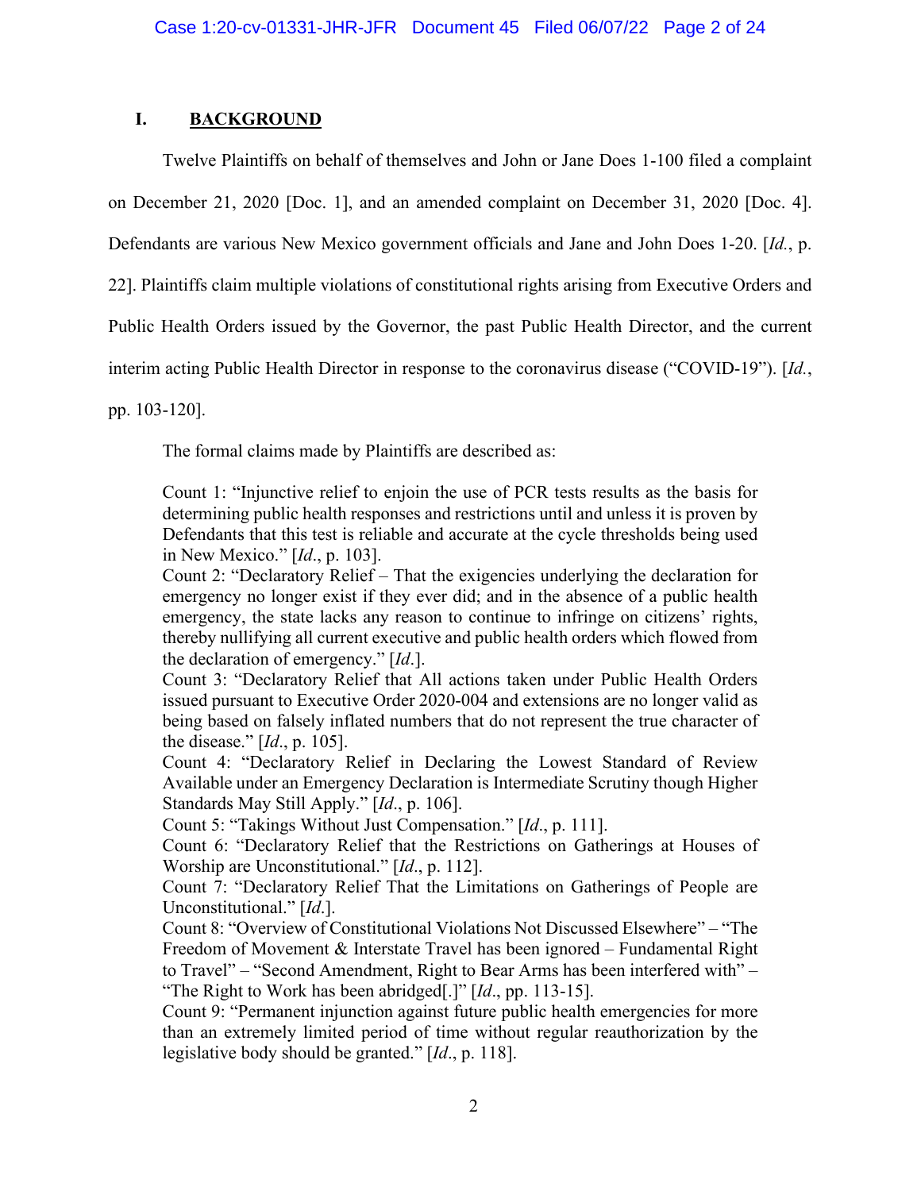## I. BACKGROUND

Twelve Plaintiffs on behalf of themselves and John or Jane Does 1-100 filed a complaint on December 21, 2020 [Doc. 1], and an amended complaint on December 31, 2020 [Doc. 4]. Defendants are various New Mexico government officials and Jane and John Does 1-20. [*Id.*, p. 22]. Plaintiffs claim multiple violations of constitutional rights arising from Executive Orders and Public Health Orders issued by the Governor, the past Public Health Director, and the current interim acting Public Health Director in response to the coronavirus disease ("COVID-19"). [*Id.*, pp. 103-120].

The formal claims made by Plaintiffs are described as:

> Count 1: "Injunctive relief to enjoin the use of PCR tests results as the basis for determining public health responses and restrictions until and unless it is proven by Defendants that this test is reliable and accurate at the cycle thresholds being used in New Mexico." [*Id.*, p. 103].
> Count 2: "Declaratory Relief – That the exigencies underlying the declaration for emergency no longer exist if they ever did; and in the absence of a public health emergency, the state lacks any reason to continue to infringe on citizens' rights, thereby nullifying all current executive and public health orders which flowed from the declaration of emergency." [*Id.*].
> Count 3: "Declaratory Relief that All actions taken under Public Health Orders issued pursuant to Executive Order 2020-004 and extensions are no longer valid as being based on falsely inflated numbers that do not represent the true character of the disease." [*Id.*, p. 105].
> Count 4: "Declaratory Relief in Declaring the Lowest Standard of Review Available under an Emergency Declaration is Intermediate Scrutiny though Higher Standards May Still Apply." [*Id.*, p. 106].
> Count 5: "Takings Without Just Compensation." [*Id.*, p. 111].
> Count 6: "Declaratory Relief that the Restrictions on Gatherings at Houses of Worship are Unconstitutional." [*Id.*, p. 112].
> Count 7: "Declaratory Relief That the Limitations on Gatherings of People are Unconstitutional." [*Id.*].
> Count 8: "Overview of Constitutional Violations Not Discussed Elsewhere" – "The Freedom of Movement & Interstate Travel has been ignored – Fundamental Right to Travel" – "Second Amendment, Right to Bear Arms has been interfered with" – "The Right to Work has been abridged[.]" [*Id.*, pp. 113-15].
> Count 9: "Permanent injunction against future public health emergencies for more than an extremely limited period of time without regular reauthorization by the legislative body should be granted." [*Id.*, p. 118].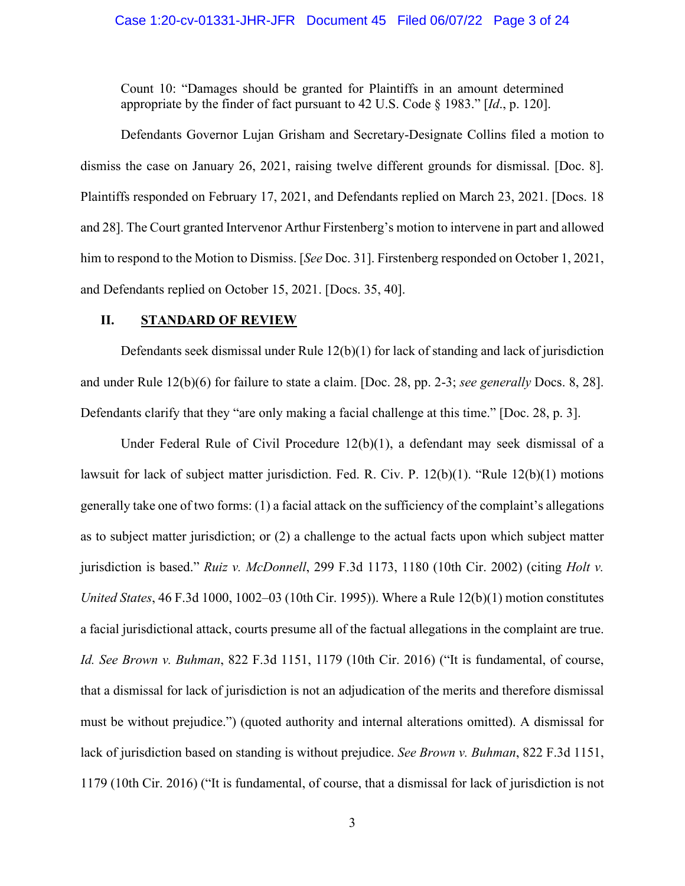Count 10: "Damages should be granted for Plaintiffs in an amount determined appropriate by the finder of fact pursuant to 42 U.S. Code § 1983." [*Id*., p. 120].

Defendants Governor Lujan Grisham and Secretary-Designate Collins filed a motion to dismiss the case on January 26, 2021, raising twelve different grounds for dismissal. [Doc. 8]. Plaintiffs responded on February 17, 2021, and Defendants replied on March 23, 2021. [Docs. 18 and 28]. The Court granted Intervenor Arthur Firstenberg's motion to intervene in part and allowed him to respond to the Motion to Dismiss. [*See* Doc. 31]. Firstenberg responded on October 1, 2021, and Defendants replied on October 15, 2021. [Docs. 35, 40].

## II. STANDARD OF REVIEW

Defendants seek dismissal under Rule 12(b)(1) for lack of standing and lack of jurisdiction and under Rule 12(b)(6) for failure to state a claim. [Doc. 28, pp. 2-3; *see generally* Docs. 8, 28]. Defendants clarify that they "are only making a facial challenge at this time." [Doc. 28, p. 3].

Under Federal Rule of Civil Procedure 12(b)(1), a defendant may seek dismissal of a lawsuit for lack of subject matter jurisdiction. Fed. R. Civ. P. 12(b)(1). "Rule 12(b)(1) motions generally take one of two forms: (1) a facial attack on the sufficiency of the complaint's allegations as to subject matter jurisdiction; or (2) a challenge to the actual facts upon which subject matter jurisdiction is based." *Ruiz v. McDonnell*, 299 F.3d 1173, 1180 (10th Cir. 2002) (citing *Holt v. United States*, 46 F.3d 1000, 1002–03 (10th Cir. 1995)). Where a Rule 12(b)(1) motion constitutes a facial jurisdictional attack, courts presume all of the factual allegations in the complaint are true. *Id. See Brown v. Buhman*, 822 F.3d 1151, 1179 (10th Cir. 2016) ("It is fundamental, of course, that a dismissal for lack of jurisdiction is not an adjudication of the merits and therefore dismissal must be without prejudice.") (quoted authority and internal alterations omitted). A dismissal for lack of jurisdiction based on standing is without prejudice. *See Brown v. Buhman*, 822 F.3d 1151, 1179 (10th Cir. 2016) ("It is fundamental, of course, that a dismissal for lack of jurisdiction is not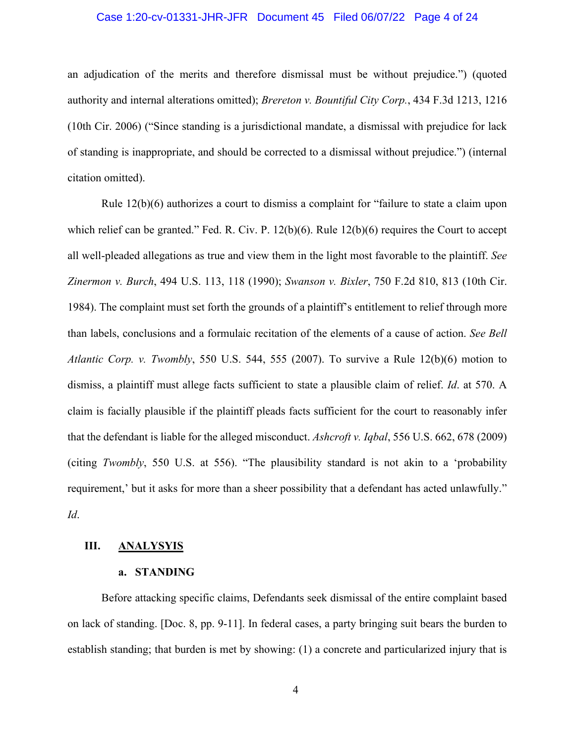an adjudication of the merits and therefore dismissal must be without prejudice.") (quoted authority and internal alterations omitted); *Brereton v. Bountiful City Corp.*, 434 F.3d 1213, 1216 (10th Cir. 2006) ("Since standing is a jurisdictional mandate, a dismissal with prejudice for lack of standing is inappropriate, and should be corrected to a dismissal without prejudice.") (internal citation omitted).

Rule 12(b)(6) authorizes a court to dismiss a complaint for "failure to state a claim upon which relief can be granted." Fed. R. Civ. P. 12(b)(6). Rule 12(b)(6) requires the Court to accept all well-pleaded allegations as true and view them in the light most favorable to the plaintiff. *See Zinermon v. Burch*, 494 U.S. 113, 118 (1990); *Swanson v. Bixler*, 750 F.2d 810, 813 (10th Cir. 1984). The complaint must set forth the grounds of a plaintiff's entitlement to relief through more than labels, conclusions and a formulaic recitation of the elements of a cause of action. *See Bell Atlantic Corp. v. Twombly*, 550 U.S. 544, 555 (2007). To survive a Rule 12(b)(6) motion to dismiss, a plaintiff must allege facts sufficient to state a plausible claim of relief. *Id*. at 570. A claim is facially plausible if the plaintiff pleads facts sufficient for the court to reasonably infer that the defendant is liable for the alleged misconduct. *Ashcroft v. Iqbal*, 556 U.S. 662, 678 (2009) (citing *Twombly*, 550 U.S. at 556). "The plausibility standard is not akin to a 'probability requirement,' but it asks for more than a sheer possibility that a defendant has acted unlawfully." *Id*.

## III. ANALYSYIS

### a. STANDING

Before attacking specific claims, Defendants seek dismissal of the entire complaint based on lack of standing. [Doc. 8, pp. 9-11]. In federal cases, a party bringing suit bears the burden to establish standing; that burden is met by showing: (1) a concrete and particularized injury that is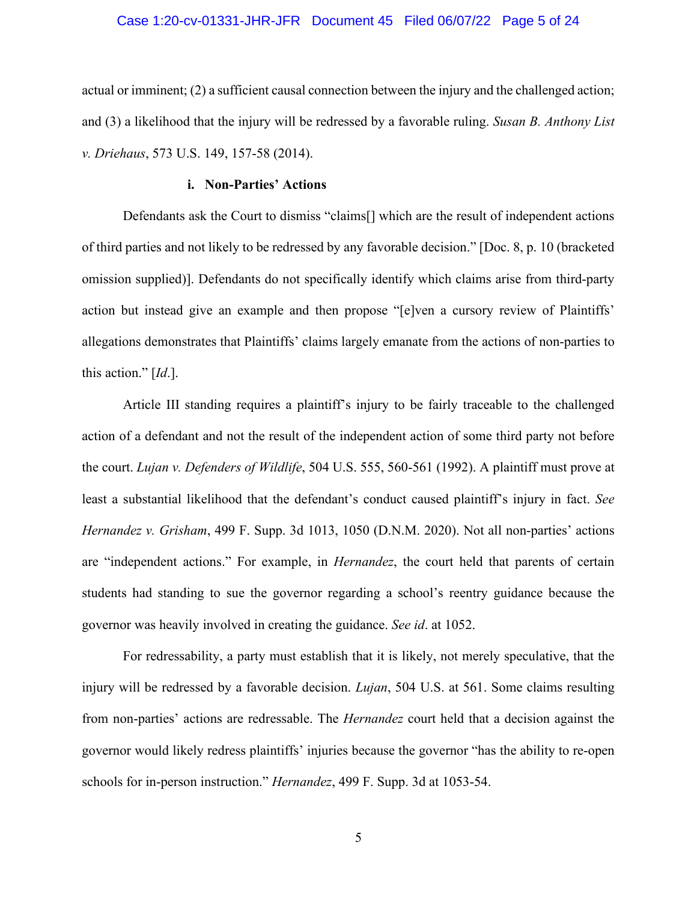actual or imminent; (2) a sufficient causal connection between the injury and the challenged action; and (3) a likelihood that the injury will be redressed by a favorable ruling. *Susan B. Anthony List v. Driehaus*, 573 U.S. 149, 157-58 (2014).

#### **i. Non-Parties' Actions**

Defendants ask the Court to dismiss "claims[] which are the result of independent actions of third parties and not likely to be redressed by any favorable decision." [Doc. 8, p. 10 (bracketed omission supplied)]. Defendants do not specifically identify which claims arise from third-party action but instead give an example and then propose "[e]ven a cursory review of Plaintiffs' allegations demonstrates that Plaintiffs' claims largely emanate from the actions of non-parties to this action." [*Id*.].

Article III standing requires a plaintiff's injury to be fairly traceable to the challenged action of a defendant and not the result of the independent action of some third party not before the court. *Lujan v. Defenders of Wildlife*, 504 U.S. 555, 560-561 (1992). A plaintiff must prove at least a substantial likelihood that the defendant's conduct caused plaintiff's injury in fact. *See Hernandez v. Grisham*, 499 F. Supp. 3d 1013, 1050 (D.N.M. 2020). Not all non-parties' actions are "independent actions." For example, in *Hernandez*, the court held that parents of certain students had standing to sue the governor regarding a school's reentry guidance because the governor was heavily involved in creating the guidance. *See id*. at 1052.

For redressability, a party must establish that it is likely, not merely speculative, that the injury will be redressed by a favorable decision. *Lujan*, 504 U.S. at 561. Some claims resulting from non-parties' actions are redressable. The *Hernandez* court held that a decision against the governor would likely redress plaintiffs' injuries because the governor "has the ability to re-open schools for in-person instruction." *Hernandez*, 499 F. Supp. 3d at 1053-54.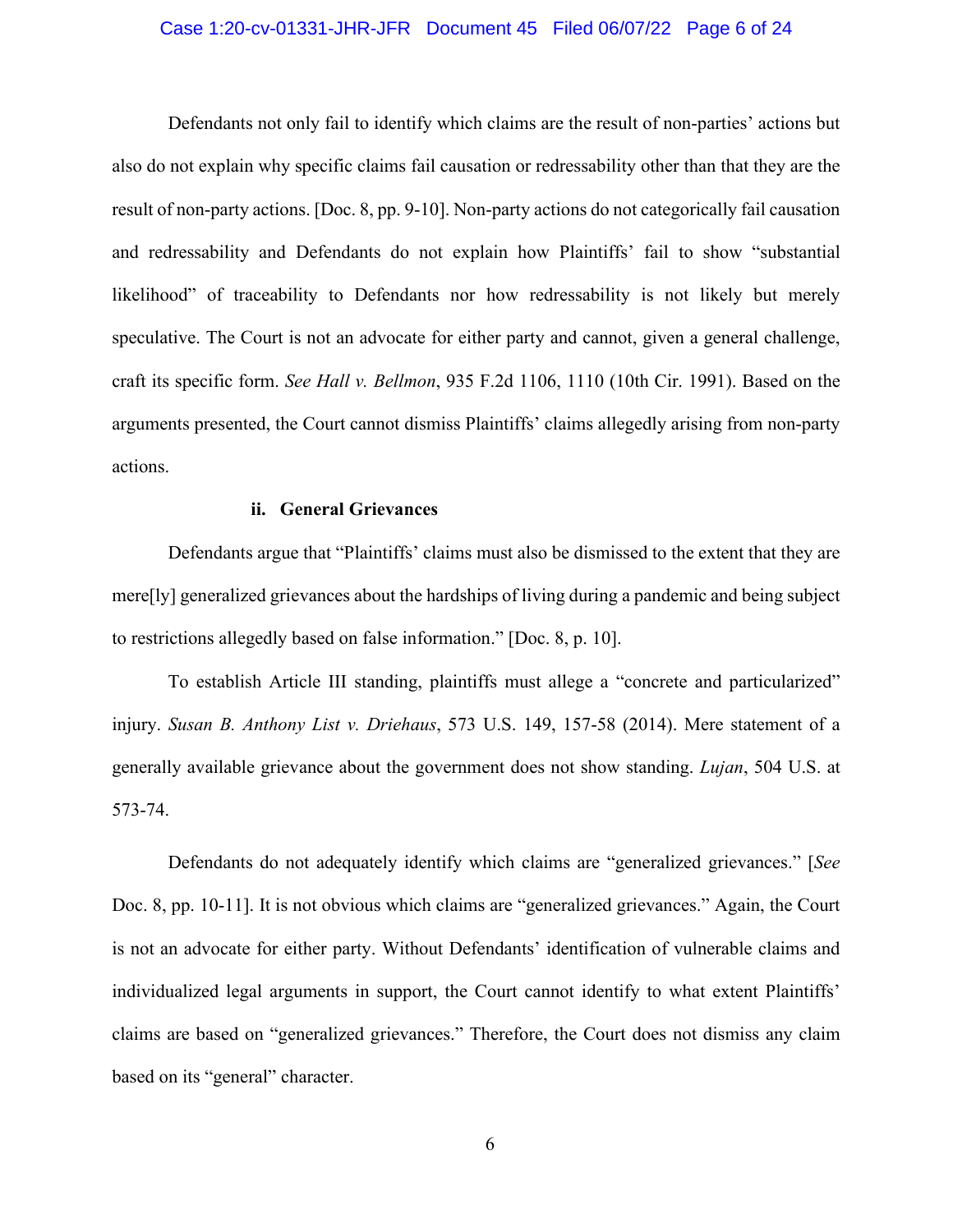Defendants not only fail to identify which claims are the result of non-parties' actions but also do not explain why specific claims fail causation or redressability other than that they are the result of non-party actions. [Doc. 8, pp. 9-10]. Non-party actions do not categorically fail causation and redressability and Defendants do not explain how Plaintiffs' fail to show "substantial likelihood" of traceability to Defendants nor how redressability is not likely but merely speculative. The Court is not an advocate for either party and cannot, given a general challenge, craft its specific form. *See Hall v. Bellmon*, 935 F.2d 1106, 1110 (10th Cir. 1991). Based on the arguments presented, the Court cannot dismiss Plaintiffs' claims allegedly arising from non-party actions.

**ii. General Grievances**

Defendants argue that "Plaintiffs' claims must also be dismissed to the extent that they are mere[ly] generalized grievances about the hardships of living during a pandemic and being subject to restrictions allegedly based on false information." [Doc. 8, p. 10].

To establish Article III standing, plaintiffs must allege a "concrete and particularized" injury. *Susan B. Anthony List v. Driehaus*, 573 U.S. 149, 157-58 (2014). Mere statement of a generally available grievance about the government does not show standing. *Lujan*, 504 U.S. at 573-74.

Defendants do not adequately identify which claims are "generalized grievances." [*See* Doc. 8, pp. 10-11]. It is not obvious which claims are "generalized grievances." Again, the Court is not an advocate for either party. Without Defendants' identification of vulnerable claims and individualized legal arguments in support, the Court cannot identify to what extent Plaintiffs' claims are based on "generalized grievances." Therefore, the Court does not dismiss any claim based on its "general" character.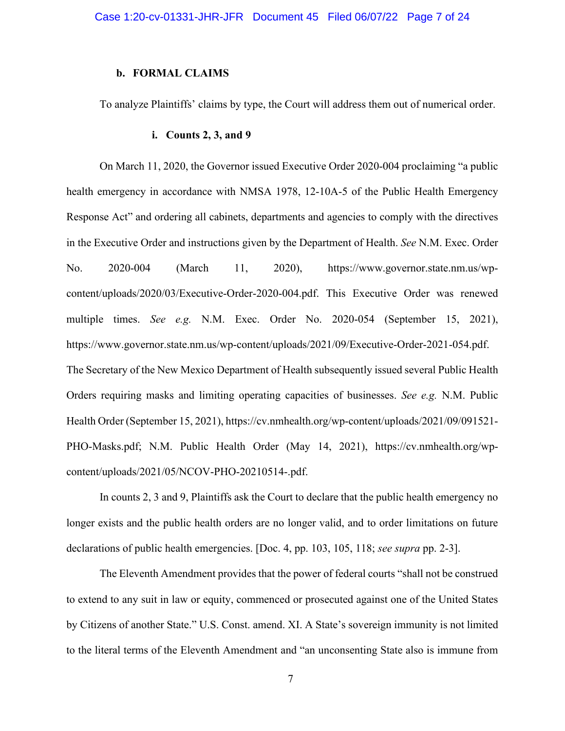### b. FORMAL CLAIMS

To analyze Plaintiffs' claims by type, the Court will address them out of numerical order.

#### i. Counts 2, 3, and 9

On March 11, 2020, the Governor issued Executive Order 2020-004 proclaiming "a public health emergency in accordance with NMSA 1978, 12-10A-5 of the Public Health Emergency Response Act" and ordering all cabinets, departments and agencies to comply with the directives in the Executive Order and instructions given by the Department of Health. *See* N.M. Exec. Order No. 2020-004 (March 11, 2020), https://www.governor.state.nm.us/wp-content/uploads/2020/03/Executive-Order-2020-004.pdf. This Executive Order was renewed multiple times. *See e.g.* N.M. Exec. Order No. 2020-054 (September 15, 2021), https://www.governor.state.nm.us/wp-content/uploads/2021/09/Executive-Order-2021-054.pdf. The Secretary of the New Mexico Department of Health subsequently issued several Public Health Orders requiring masks and limiting operating capacities of businesses. *See e.g.* N.M. Public Health Order (September 15, 2021), https://cv.nmhealth.org/wp-content/uploads/2021/09/091521-PHO-Masks.pdf; N.M. Public Health Order (May 14, 2021), https://cv.nmhealth.org/wp-content/uploads/2021/05/NCOV-PHO-20210514-.pdf.

In counts 2, 3 and 9, Plaintiffs ask the Court to declare that the public health emergency no longer exists and the public health orders are no longer valid, and to order limitations on future declarations of public health emergencies. [Doc. 4, pp. 103, 105, 118; *see supra* pp. 2-3].

The Eleventh Amendment provides that the power of federal courts "shall not be construed to extend to any suit in law or equity, commenced or prosecuted against one of the United States by Citizens of another State." U.S. Const. amend. XI. A State's sovereign immunity is not limited to the literal terms of the Eleventh Amendment and "an unconsenting State also is immune from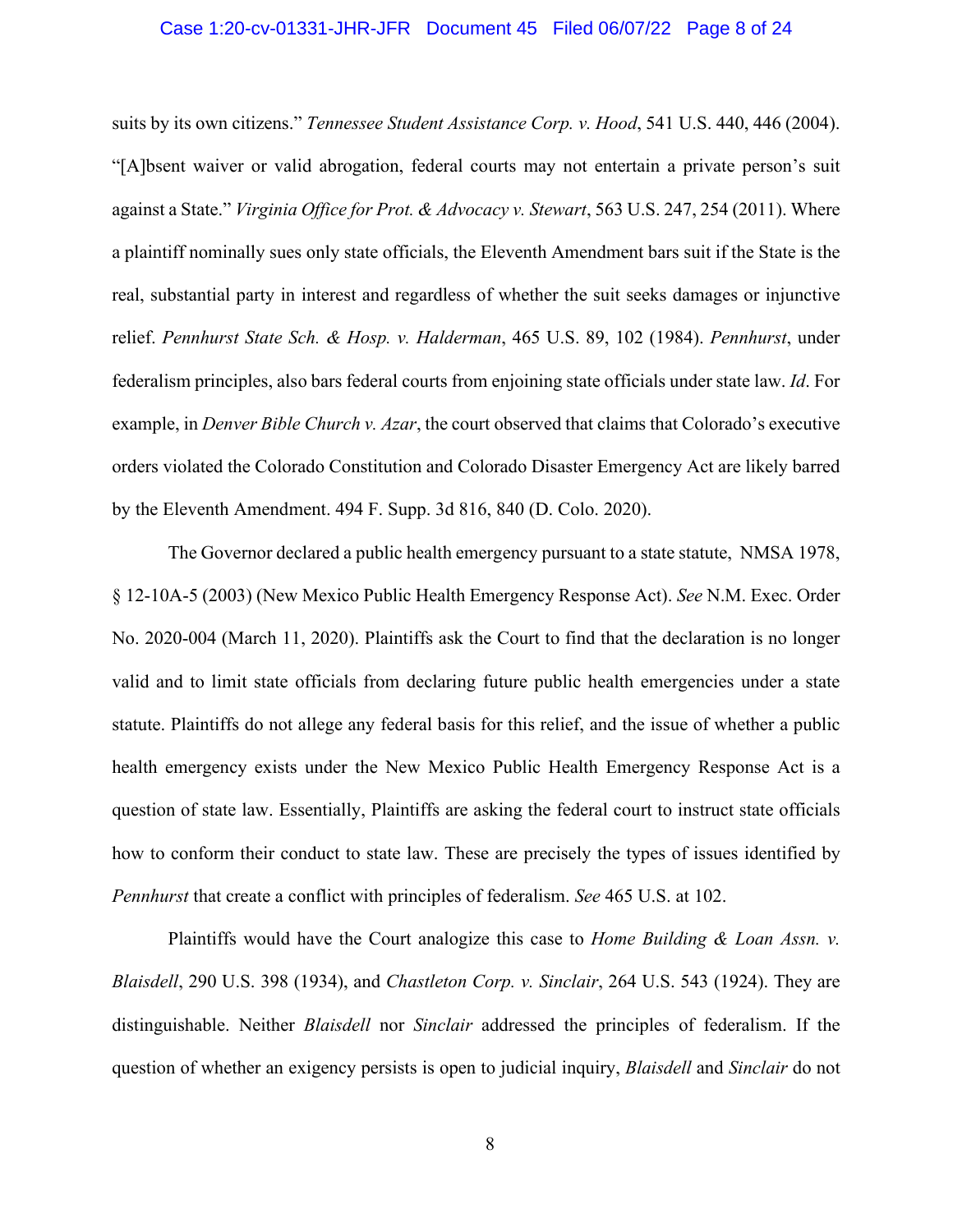suits by its own citizens." *Tennessee Student Assistance Corp. v. Hood*, 541 U.S. 440, 446 (2004). "[A]bsent waiver or valid abrogation, federal courts may not entertain a private person's suit against a State." *Virginia Office for Prot. & Advocacy v. Stewart*, 563 U.S. 247, 254 (2011). Where a plaintiff nominally sues only state officials, the Eleventh Amendment bars suit if the State is the real, substantial party in interest and regardless of whether the suit seeks damages or injunctive relief. *Pennhurst State Sch. & Hosp. v. Halderman*, 465 U.S. 89, 102 (1984). *Pennhurst*, under federalism principles, also bars federal courts from enjoining state officials under state law. *Id*. For example, in *Denver Bible Church v. Azar*, the court observed that claims that Colorado's executive orders violated the Colorado Constitution and Colorado Disaster Emergency Act are likely barred by the Eleventh Amendment. 494 F. Supp. 3d 816, 840 (D. Colo. 2020).

The Governor declared a public health emergency pursuant to a state statute, NMSA 1978, § 12-10A-5 (2003) (New Mexico Public Health Emergency Response Act). *See* N.M. Exec. Order No. 2020-004 (March 11, 2020). Plaintiffs ask the Court to find that the declaration is no longer valid and to limit state officials from declaring future public health emergencies under a state statute. Plaintiffs do not allege any federal basis for this relief, and the issue of whether a public health emergency exists under the New Mexico Public Health Emergency Response Act is a question of state law. Essentially, Plaintiffs are asking the federal court to instruct state officials how to conform their conduct to state law. These are precisely the types of issues identified by *Pennhurst* that create a conflict with principles of federalism. *See* 465 U.S. at 102.

Plaintiffs would have the Court analogize this case to *Home Building & Loan Assn. v. Blaisdell*, 290 U.S. 398 (1934), and *Chastleton Corp. v. Sinclair*, 264 U.S. 543 (1924). They are distinguishable. Neither *Blaisdell* nor *Sinclair* addressed the principles of federalism. If the question of whether an exigency persists is open to judicial inquiry, *Blaisdell* and *Sinclair* do not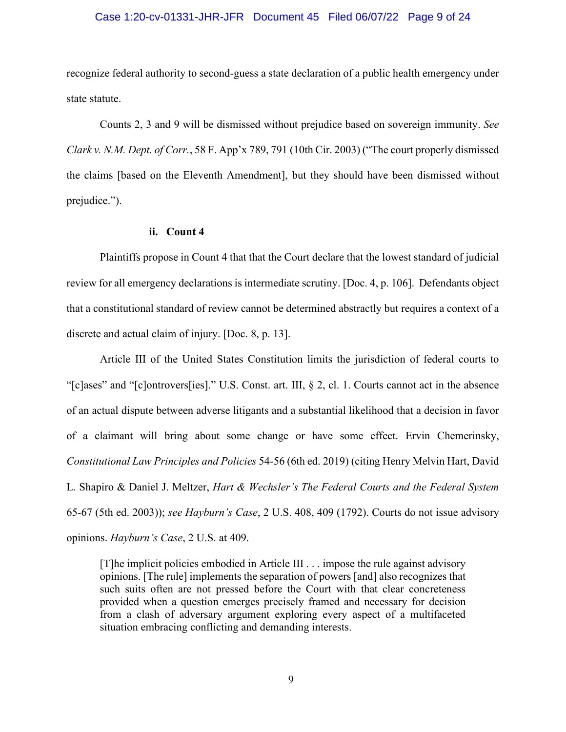recognize federal authority to second-guess a state declaration of a public health emergency under state statute.

Counts 2, 3 and 9 will be dismissed without prejudice based on sovereign immunity. *See Clark v. N.M. Dept. of Corr.*, 58 F. App'x 789, 791 (10th Cir. 2003) ("The court properly dismissed the claims [based on the Eleventh Amendment], but they should have been dismissed without prejudice.").

#### ii. Count 4

Plaintiffs propose in Count 4 that that the Court declare that the lowest standard of judicial review for all emergency declarations is intermediate scrutiny. [Doc. 4, p. 106]. Defendants object that a constitutional standard of review cannot be determined abstractly but requires a context of a discrete and actual claim of injury. [Doc. 8, p. 13].

Article III of the United States Constitution limits the jurisdiction of federal courts to "[c]ases" and "[c]ontrovers[ies]." U.S. Const. art. III, § 2, cl. 1. Courts cannot act in the absence of an actual dispute between adverse litigants and a substantial likelihood that a decision in favor of a claimant will bring about some change or have some effect. Ervin Chemerinsky, *Constitutional Law Principles and Policies* 54-56 (6th ed. 2019) (citing Henry Melvin Hart, David L. Shapiro & Daniel J. Meltzer, *Hart & Wechsler's The Federal Courts and the Federal System* 65-67 (5th ed. 2003)); *see Hayburn's Case*, 2 U.S. 408, 409 (1792). Courts do not issue advisory opinions. *Hayburn's Case*, 2 U.S. at 409.

> [T]he implicit policies embodied in Article III . . . impose the rule against advisory opinions. [The rule] implements the separation of powers [and] also recognizes that such suits often are not pressed before the Court with that clear concreteness provided when a question emerges precisely framed and necessary for decision from a clash of adversary argument exploring every aspect of a multifaceted situation embracing conflicting and demanding interests.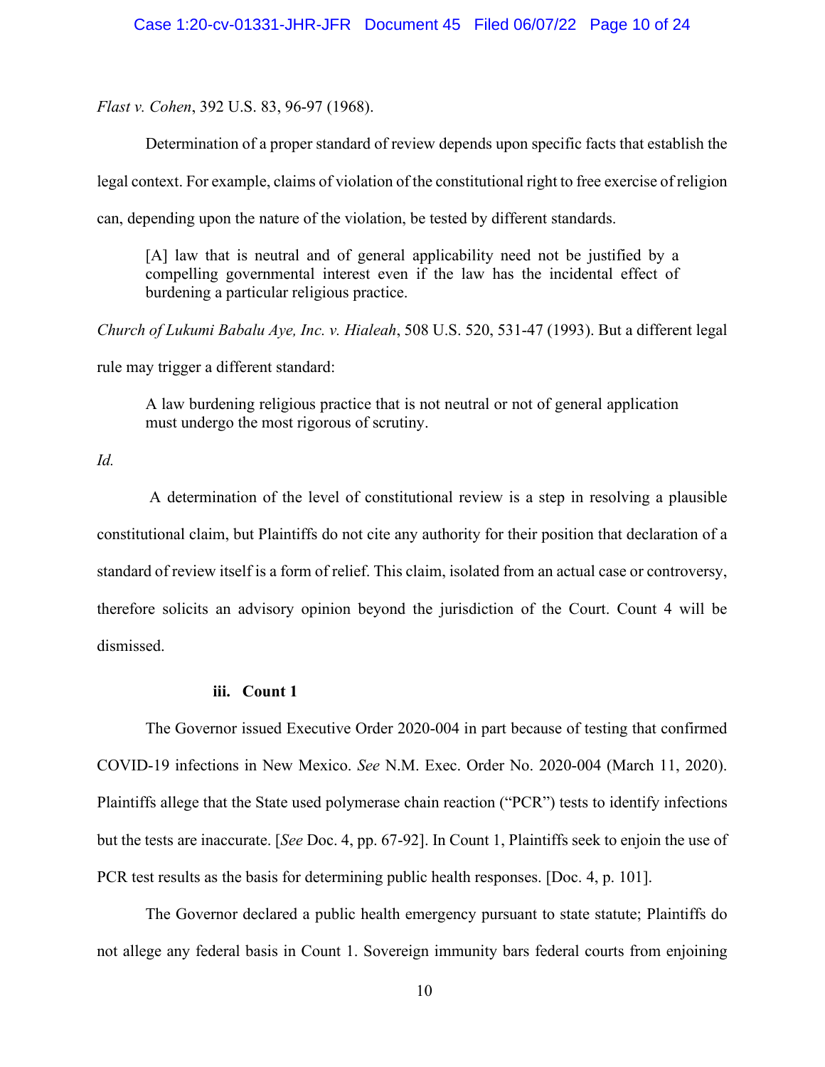*Flast v. Cohen*, 392 U.S. 83, 96-97 (1968).

Determination of a proper standard of review depends upon specific facts that establish the legal context. For example, claims of violation of the constitutional right to free exercise of religion can, depending upon the nature of the violation, be tested by different standards.

> [A] law that is neutral and of general applicability need not be justified by a compelling governmental interest even if the law has the incidental effect of burdening a particular religious practice.

*Church of Lukumi Babalu Aye, Inc. v. Hialeah*, 508 U.S. 520, 531-47 (1993). But a different legal rule may trigger a different standard:

> A law burdening religious practice that is not neutral or not of general application must undergo the most rigorous of scrutiny.

*Id.*

A determination of the level of constitutional review is a step in resolving a plausible constitutional claim, but Plaintiffs do not cite any authority for their position that declaration of a standard of review itself is a form of relief. This claim, isolated from an actual case or controversy, therefore solicits an advisory opinion beyond the jurisdiction of the Court. Count 4 will be dismissed.

#### iii. Count 1

The Governor issued Executive Order 2020-004 in part because of testing that confirmed COVID-19 infections in New Mexico. *See* N.M. Exec. Order No. 2020-004 (March 11, 2020). Plaintiffs allege that the State used polymerase chain reaction ("PCR") tests to identify infections but the tests are inaccurate. [*See* Doc. 4, pp. 67-92]. In Count 1, Plaintiffs seek to enjoin the use of PCR test results as the basis for determining public health responses. [Doc. 4, p. 101].

The Governor declared a public health emergency pursuant to state statute; Plaintiffs do not allege any federal basis in Count 1. Sovereign immunity bars federal courts from enjoining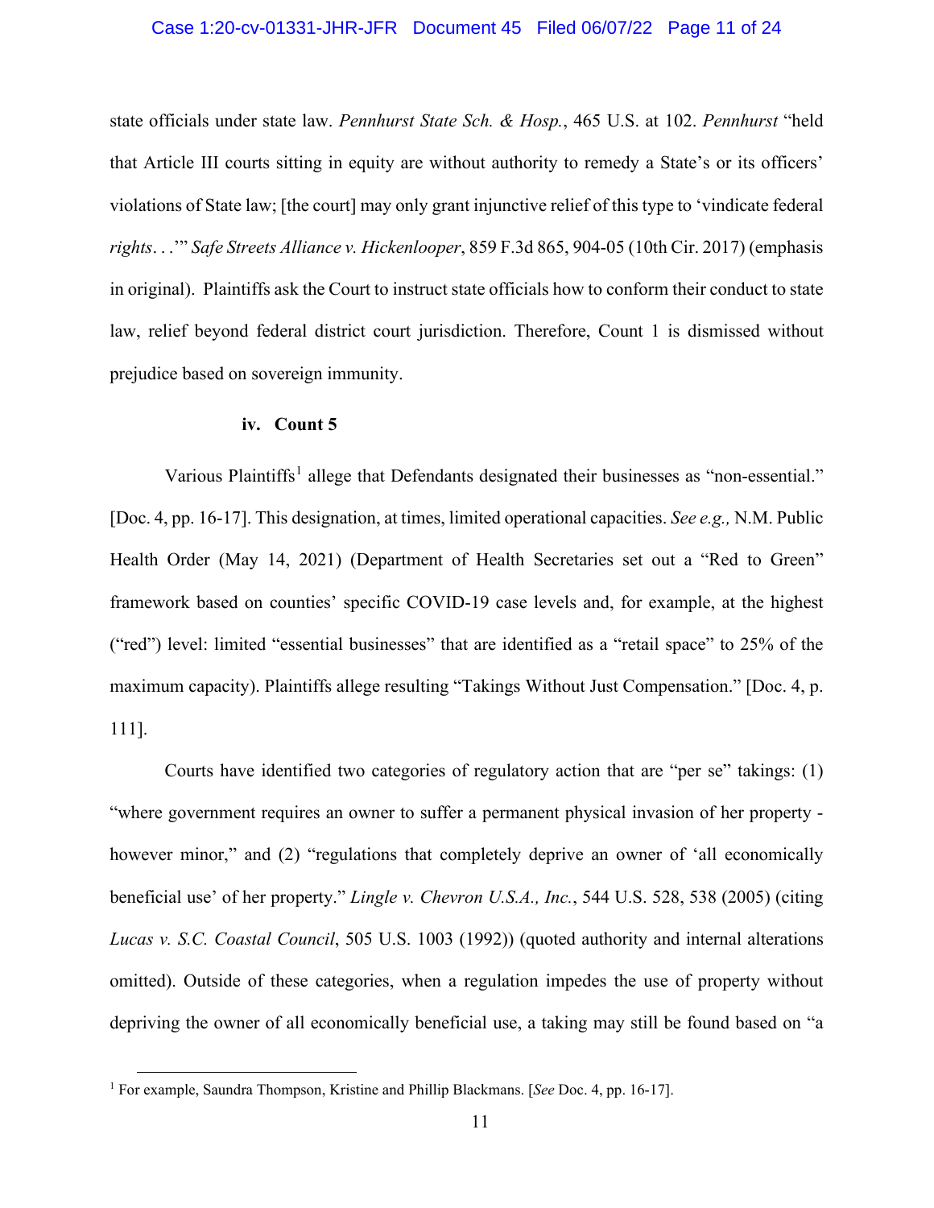state officials under state law. *Pennhurst State Sch. & Hosp.*, 465 U.S. at 102. *Pennhurst* "held that Article III courts sitting in equity are without authority to remedy a State's or its officers' violations of State law; [the court] may only grant injunctive relief of this type to 'vindicate federal *rights*. . .'" *Safe Streets Alliance v. Hickenlooper*, 859 F.3d 865, 904-05 (10th Cir. 2017) (emphasis in original). Plaintiffs ask the Court to instruct state officials how to conform their conduct to state law, relief beyond federal district court jurisdiction. Therefore, Count 1 is dismissed without prejudice based on sovereign immunity.

#### iv. Count 5

Various Plaintiffs[1] allege that Defendants designated their businesses as "non-essential." [Doc. 4, pp. 16-17]. This designation, at times, limited operational capacities. *See e.g.,* N.M. Public Health Order (May 14, 2021) (Department of Health Secretaries set out a "Red to Green" framework based on counties' specific COVID-19 case levels and, for example, at the highest ("red") level: limited "essential businesses" that are identified as a "retail space" to 25% of the maximum capacity). Plaintiffs allege resulting "Takings Without Just Compensation." [Doc. 4, p. 111].

Courts have identified two categories of regulatory action that are "per se" takings: (1) "where government requires an owner to suffer a permanent physical invasion of her property - however minor," and (2) "regulations that completely deprive an owner of 'all economically beneficial use' of her property." *Lingle v. Chevron U.S.A., Inc.*, 544 U.S. 528, 538 (2005) (citing *Lucas v. S.C. Coastal Council*, 505 U.S. 1003 (1992)) (quoted authority and internal alterations omitted). Outside of these categories, when a regulation impedes the use of property without depriving the owner of all economically beneficial use, a taking may still be found based on "a

---

[1] For example, Saundra Thompson, Kristine and Phillip Blackmans. [*See* Doc. 4, pp. 16-17].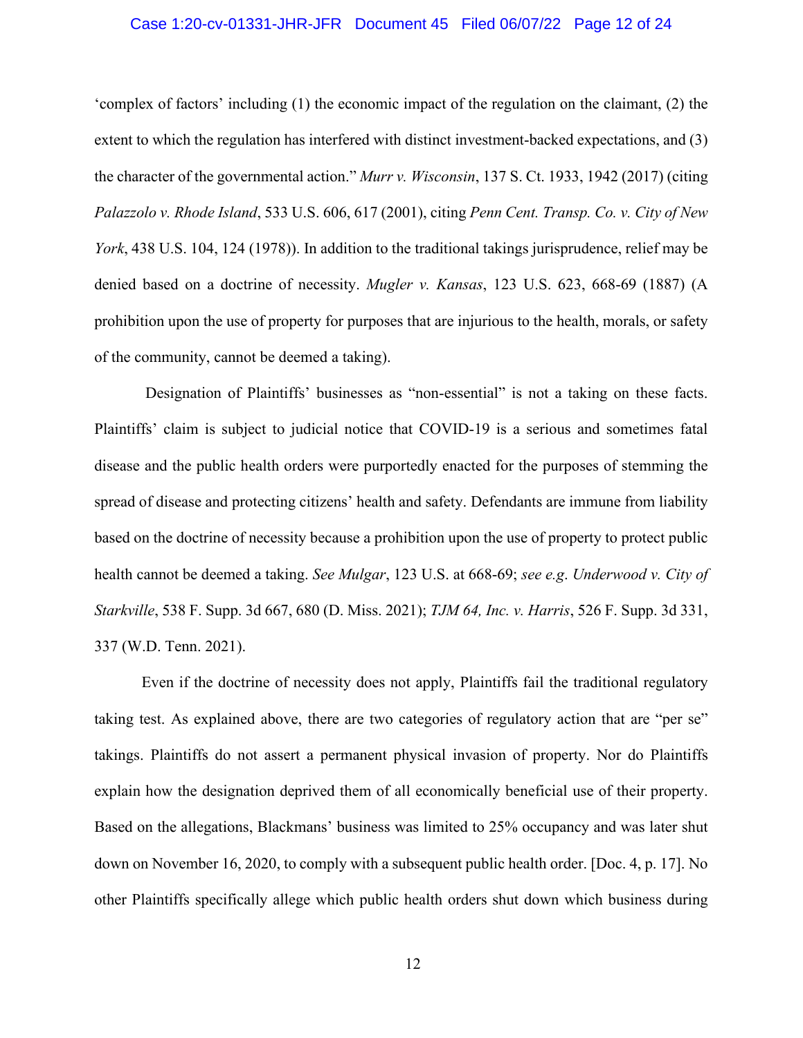'complex of factors' including (1) the economic impact of the regulation on the claimant, (2) the extent to which the regulation has interfered with distinct investment-backed expectations, and (3) the character of the governmental action." *Murr v. Wisconsin*, 137 S. Ct. 1933, 1942 (2017) (citing *Palazzolo v. Rhode Island*, 533 U.S. 606, 617 (2001), citing *Penn Cent. Transp. Co. v. City of New York*, 438 U.S. 104, 124 (1978)). In addition to the traditional takings jurisprudence, relief may be denied based on a doctrine of necessity. *Mugler v. Kansas*, 123 U.S. 623, 668-69 (1887) (A prohibition upon the use of property for purposes that are injurious to the health, morals, or safety of the community, cannot be deemed a taking).

Designation of Plaintiffs' businesses as "non-essential" is not a taking on these facts. Plaintiffs' claim is subject to judicial notice that COVID-19 is a serious and sometimes fatal disease and the public health orders were purportedly enacted for the purposes of stemming the spread of disease and protecting citizens' health and safety. Defendants are immune from liability based on the doctrine of necessity because a prohibition upon the use of property to protect public health cannot be deemed a taking. *See Mulgar*, 123 U.S. at 668-69; *see e.g*. *Underwood v. City of Starkville*, 538 F. Supp. 3d 667, 680 (D. Miss. 2021); *TJM 64, Inc. v. Harris*, 526 F. Supp. 3d 331, 337 (W.D. Tenn. 2021).

Even if the doctrine of necessity does not apply, Plaintiffs fail the traditional regulatory taking test. As explained above, there are two categories of regulatory action that are "per se" takings. Plaintiffs do not assert a permanent physical invasion of property. Nor do Plaintiffs explain how the designation deprived them of all economically beneficial use of their property. Based on the allegations, Blackmans' business was limited to 25% occupancy and was later shut down on November 16, 2020, to comply with a subsequent public health order. [Doc. 4, p. 17]. No other Plaintiffs specifically allege which public health orders shut down which business during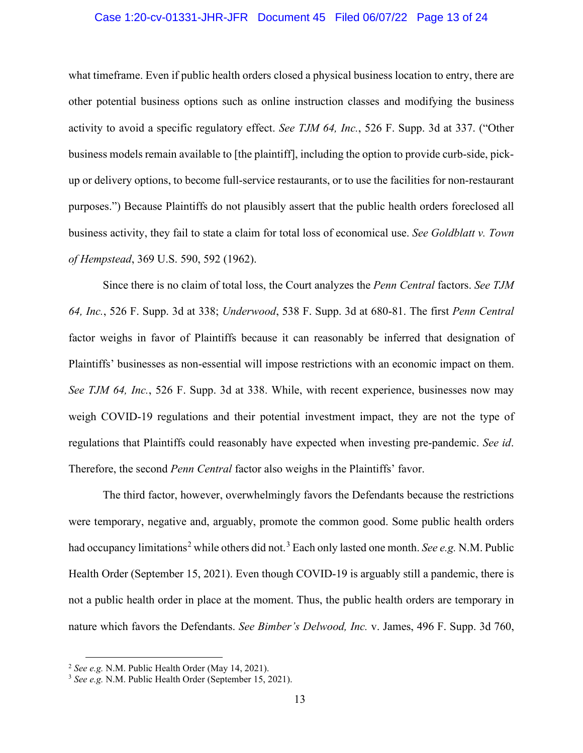what timeframe. Even if public health orders closed a physical business location to entry, there are other potential business options such as online instruction classes and modifying the business activity to avoid a specific regulatory effect. *See TJM 64, Inc.*, 526 F. Supp. 3d at 337. ("Other business models remain available to [the plaintiff], including the option to provide curb-side, pick-up or delivery options, to become full-service restaurants, or to use the facilities for non-restaurant purposes.") Because Plaintiffs do not plausibly assert that the public health orders foreclosed all business activity, they fail to state a claim for total loss of economical use. *See Goldblatt v. Town of Hempstead*, 369 U.S. 590, 592 (1962).

Since there is no claim of total loss, the Court analyzes the *Penn Central* factors. *See TJM 64, Inc.*, 526 F. Supp. 3d at 338; *Underwood*, 538 F. Supp. 3d at 680-81. The first *Penn Central* factor weighs in favor of Plaintiffs because it can reasonably be inferred that designation of Plaintiffs' businesses as non-essential will impose restrictions with an economic impact on them. *See TJM 64, Inc.*, 526 F. Supp. 3d at 338. While, with recent experience, businesses now may weigh COVID-19 regulations and their potential investment impact, they are not the type of regulations that Plaintiffs could reasonably have expected when investing pre-pandemic. *See id*. Therefore, the second *Penn Central* factor also weighs in the Plaintiffs' favor.

The third factor, however, overwhelmingly favors the Defendants because the restrictions were temporary, negative and, arguably, promote the common good. Some public health orders had occupancy limitations[2] while others did not.[3] Each only lasted one month. *See e.g.* N.M. Public Health Order (September 15, 2021). Even though COVID-19 is arguably still a pandemic, there is not a public health order in place at the moment. Thus, the public health orders are temporary in nature which favors the Defendants. *See Bimber's Delwood, Inc.* v. James, 496 F. Supp. 3d 760,

---

[2] *See e.g.* N.M. Public Health Order (May 14, 2021).

[3] *See e.g.* N.M. Public Health Order (September 15, 2021).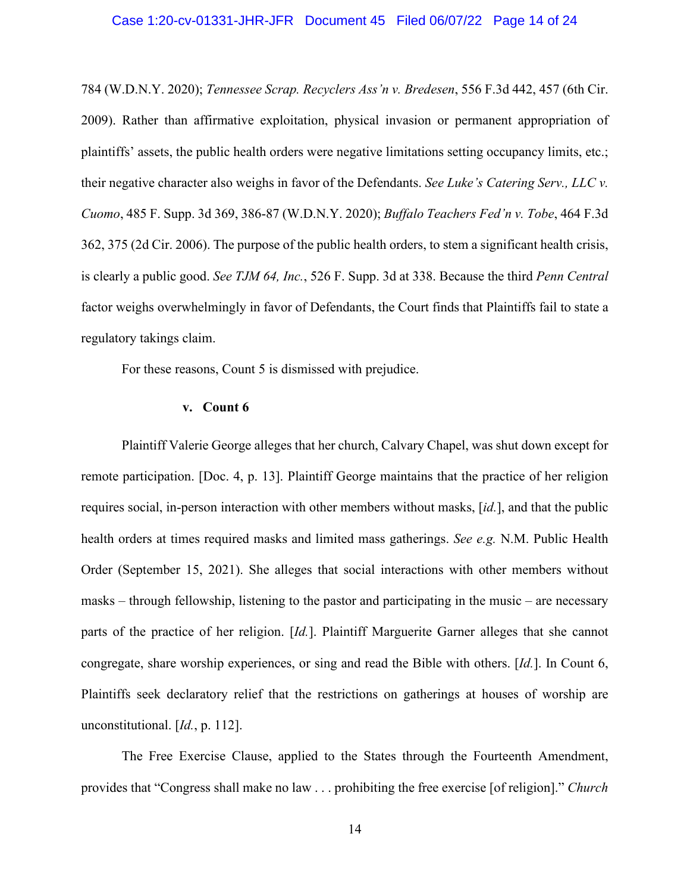784 (W.D.N.Y. 2020); *Tennessee Scrap. Recyclers Ass'n v. Bredesen*, 556 F.3d 442, 457 (6th Cir. 2009). Rather than affirmative exploitation, physical invasion or permanent appropriation of plaintiffs' assets, the public health orders were negative limitations setting occupancy limits, etc.; their negative character also weighs in favor of the Defendants. *See Luke's Catering Serv., LLC v. Cuomo*, 485 F. Supp. 3d 369, 386-87 (W.D.N.Y. 2020); *Buffalo Teachers Fed'n v. Tobe*, 464 F.3d 362, 375 (2d Cir. 2006). The purpose of the public health orders, to stem a significant health crisis, is clearly a public good. *See TJM 64, Inc.*, 526 F. Supp. 3d at 338. Because the third *Penn Central* factor weighs overwhelmingly in favor of Defendants, the Court finds that Plaintiffs fail to state a regulatory takings claim.

For these reasons, Count 5 is dismissed with prejudice.

**v. Count 6**

Plaintiff Valerie George alleges that her church, Calvary Chapel, was shut down except for remote participation. [Doc. 4, p. 13]. Plaintiff George maintains that the practice of her religion requires social, in-person interaction with other members without masks, [*id.*], and that the public health orders at times required masks and limited mass gatherings. *See e.g.* N.M. Public Health Order (September 15, 2021). She alleges that social interactions with other members without masks – through fellowship, listening to the pastor and participating in the music – are necessary parts of the practice of her religion. [*Id.*]. Plaintiff Marguerite Garner alleges that she cannot congregate, share worship experiences, or sing and read the Bible with others. [*Id.*]. In Count 6, Plaintiffs seek declaratory relief that the restrictions on gatherings at houses of worship are unconstitutional. [*Id.*, p. 112].

The Free Exercise Clause, applied to the States through the Fourteenth Amendment, provides that "Congress shall make no law . . . prohibiting the free exercise [of religion]." *Church*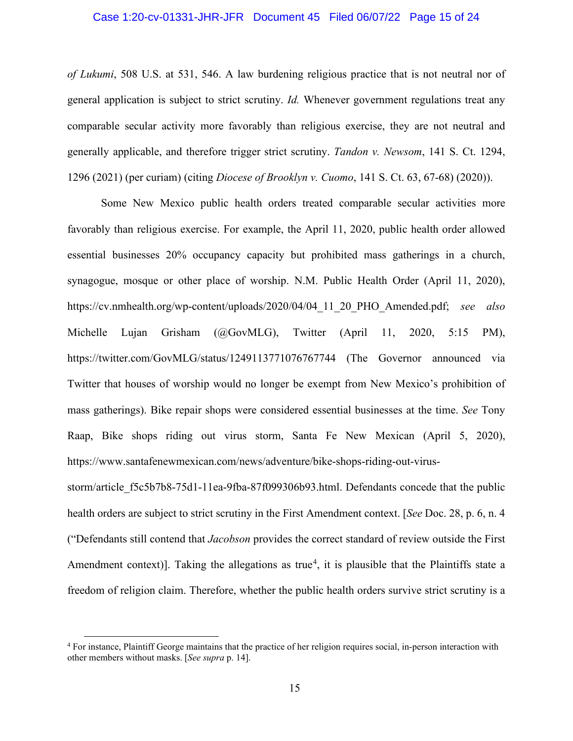*of Lukumi*, 508 U.S. at 531, 546. A law burdening religious practice that is not neutral nor of general application is subject to strict scrutiny. *Id.* Whenever government regulations treat any comparable secular activity more favorably than religious exercise, they are not neutral and generally applicable, and therefore trigger strict scrutiny. *Tandon v. Newsom*, 141 S. Ct. 1294, 1296 (2021) (per curiam) (citing *Diocese of Brooklyn v. Cuomo*, 141 S. Ct. 63, 67-68) (2020)).

Some New Mexico public health orders treated comparable secular activities more favorably than religious exercise. For example, the April 11, 2020, public health order allowed essential businesses 20% occupancy capacity but prohibited mass gatherings in a church, synagogue, mosque or other place of worship. N.M. Public Health Order (April 11, 2020), https://cv.nmhealth.org/wp-content/uploads/2020/04/04_11_20_PHO_Amended.pdf; *see also* Michelle Lujan Grisham (@GovMLG), Twitter (April 11, 2020, 5:15 PM), https://twitter.com/GovMLG/status/1249113771076767744 (The Governor announced via Twitter that houses of worship would no longer be exempt from New Mexico's prohibition of mass gatherings). Bike repair shops were considered essential businesses at the time. *See* Tony Raap, Bike shops riding out virus storm, Santa Fe New Mexican (April 5, 2020), https://www.santafenewmexican.com/news/adventure/bike-shops-riding-out-virus-storm/article_f5c5b7b8-75d1-11ea-9fba-87f099306b93.html. Defendants concede that the public health orders are subject to strict scrutiny in the First Amendment context. [*See* Doc. 28, p. 6, n. 4 ("Defendants still contend that *Jacobson* provides the correct standard of review outside the First Amendment context)]. Taking the allegations as true[4], it is plausible that the Plaintiffs state a freedom of religion claim. Therefore, whether the public health orders survive strict scrutiny is a

---

[4] For instance, Plaintiff George maintains that the practice of her religion requires social, in-person interaction with other members without masks. [*See supra* p. 14].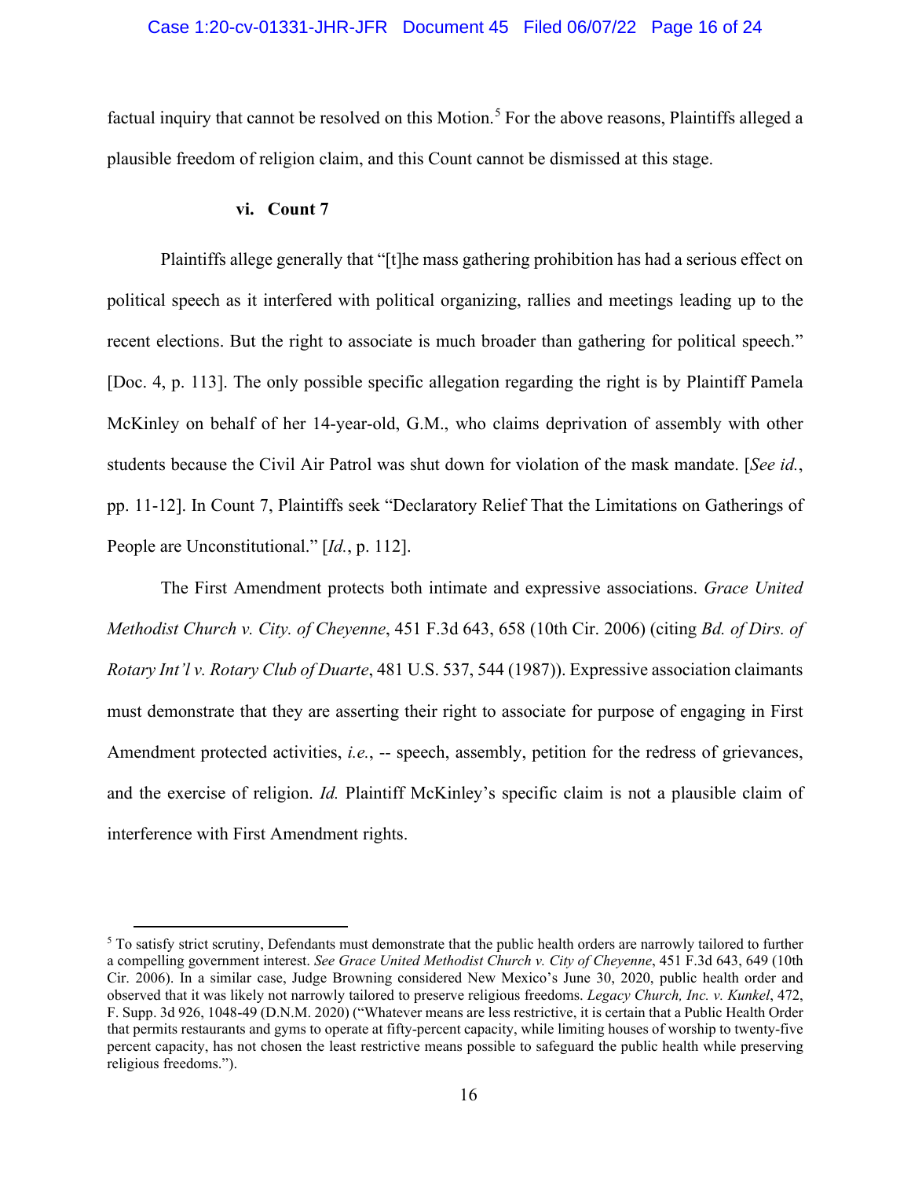factual inquiry that cannot be resolved on this Motion.[5] For the above reasons, Plaintiffs alleged a plausible freedom of religion claim, and this Count cannot be dismissed at this stage.

### vi. Count 7

Plaintiffs allege generally that "[t]he mass gathering prohibition has had a serious effect on political speech as it interfered with political organizing, rallies and meetings leading up to the recent elections. But the right to associate is much broader than gathering for political speech." [Doc. 4, p. 113]. The only possible specific allegation regarding the right is by Plaintiff Pamela McKinley on behalf of her 14-year-old, G.M., who claims deprivation of assembly with other students because the Civil Air Patrol was shut down for violation of the mask mandate. [*See id.*, pp. 11-12]. In Count 7, Plaintiffs seek "Declaratory Relief That the Limitations on Gatherings of People are Unconstitutional." [*Id.*, p. 112].

The First Amendment protects both intimate and expressive associations. *Grace United Methodist Church v. City. of Cheyenne*, 451 F.3d 643, 658 (10th Cir. 2006) (citing *Bd. of Dirs. of Rotary Int'l v. Rotary Club of Duarte*, 481 U.S. 537, 544 (1987)). Expressive association claimants must demonstrate that they are asserting their right to associate for purpose of engaging in First Amendment protected activities, *i.e.*, -- speech, assembly, petition for the redress of grievances, and the exercise of religion. *Id.* Plaintiff McKinley's specific claim is not a plausible claim of interference with First Amendment rights.

---

[5] To satisfy strict scrutiny, Defendants must demonstrate that the public health orders are narrowly tailored to further a compelling government interest. *See Grace United Methodist Church v. City of Cheyenne*, 451 F.3d 643, 649 (10th Cir. 2006). In a similar case, Judge Browning considered New Mexico's June 30, 2020, public health order and observed that it was likely not narrowly tailored to preserve religious freedoms. *Legacy Church, Inc. v. Kunkel*, 472, F. Supp. 3d 926, 1048-49 (D.N.M. 2020) ("Whatever means are less restrictive, it is certain that a Public Health Order that permits restaurants and gyms to operate at fifty-percent capacity, while limiting houses of worship to twenty-five percent capacity, has not chosen the least restrictive means possible to safeguard the public health while preserving religious freedoms.").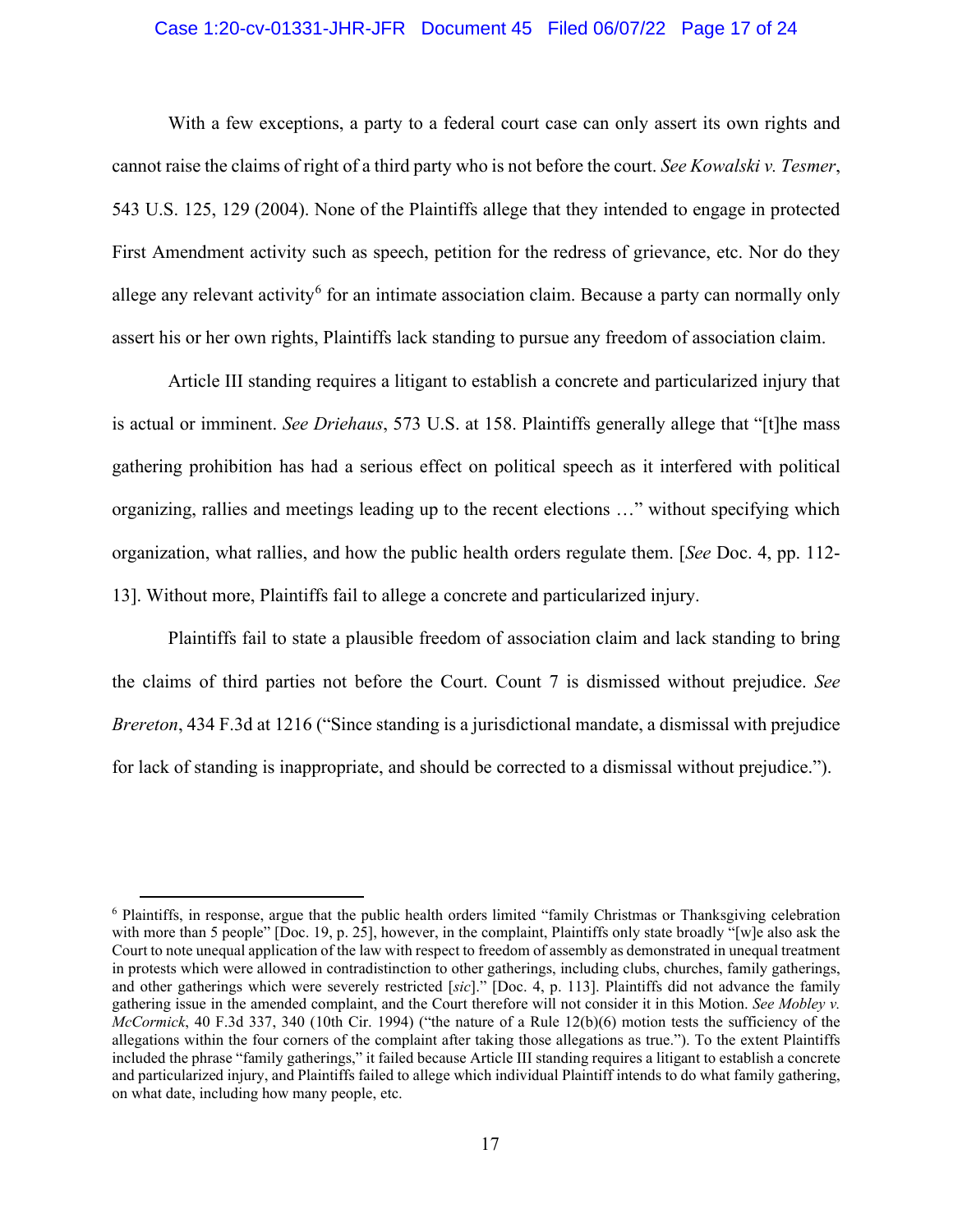With a few exceptions, a party to a federal court case can only assert its own rights and cannot raise the claims of right of a third party who is not before the court. *See Kowalski v. Tesmer*, 543 U.S. 125, 129 (2004). None of the Plaintiffs allege that they intended to engage in protected First Amendment activity such as speech, petition for the redress of grievance, etc. Nor do they allege any relevant activity[6] for an intimate association claim. Because a party can normally only assert his or her own rights, Plaintiffs lack standing to pursue any freedom of association claim.

Article III standing requires a litigant to establish a concrete and particularized injury that is actual or imminent. *See Driehaus*, 573 U.S. at 158. Plaintiffs generally allege that "[t]he mass gathering prohibition has had a serious effect on political speech as it interfered with political organizing, rallies and meetings leading up to the recent elections …" without specifying which organization, what rallies, and how the public health orders regulate them. [*See* Doc. 4, pp. 112-13]. Without more, Plaintiffs fail to allege a concrete and particularized injury.

Plaintiffs fail to state a plausible freedom of association claim and lack standing to bring the claims of third parties not before the Court. Count 7 is dismissed without prejudice. *See Brereton*, 434 F.3d at 1216 ("Since standing is a jurisdictional mandate, a dismissal with prejudice for lack of standing is inappropriate, and should be corrected to a dismissal without prejudice.").

---

[6] Plaintiffs, in response, argue that the public health orders limited "family Christmas or Thanksgiving celebration with more than 5 people" [Doc. 19, p. 25], however, in the complaint, Plaintiffs only state broadly "[w]e also ask the Court to note unequal application of the law with respect to freedom of assembly as demonstrated in unequal treatment in protests which were allowed in contradistinction to other gatherings, including clubs, churches, family gatherings, and other gatherings which were severely restricted [*sic*]." [Doc. 4, p. 113]. Plaintiffs did not advance the family gathering issue in the amended complaint, and the Court therefore will not consider it in this Motion. *See Mobley v. McCormick*, 40 F.3d 337, 340 (10th Cir. 1994) ("the nature of a Rule 12(b)(6) motion tests the sufficiency of the allegations within the four corners of the complaint after taking those allegations as true."). To the extent Plaintiffs included the phrase "family gatherings," it failed because Article III standing requires a litigant to establish a concrete and particularized injury, and Plaintiffs failed to allege which individual Plaintiff intends to do what family gathering, on what date, including how many people, etc.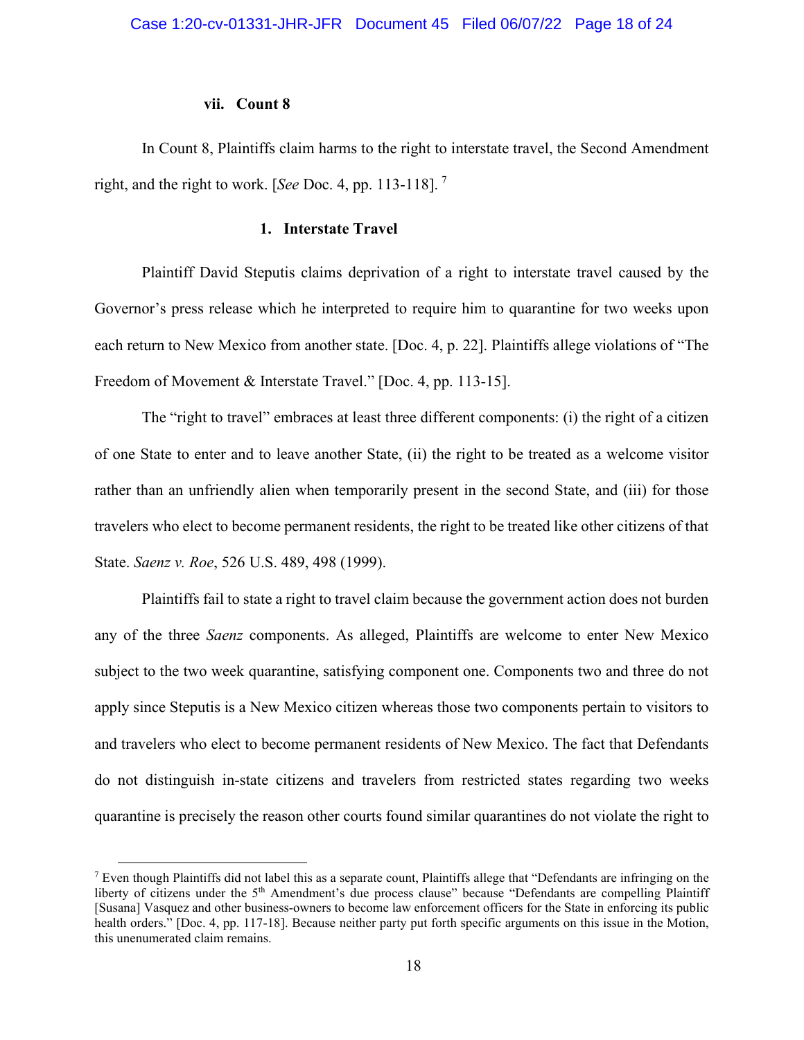### vii. Count 8

In Count 8, Plaintiffs claim harms to the right to interstate travel, the Second Amendment right, and the right to work. [*See* Doc. 4, pp. 113-118]. [7]

#### 1. Interstate Travel

Plaintiff David Steputis claims deprivation of a right to interstate travel caused by the Governor's press release which he interpreted to require him to quarantine for two weeks upon each return to New Mexico from another state. [Doc. 4, p. 22]. Plaintiffs allege violations of "The Freedom of Movement & Interstate Travel." [Doc. 4, pp. 113-15].

The "right to travel" embraces at least three different components: (i) the right of a citizen of one State to enter and to leave another State, (ii) the right to be treated as a welcome visitor rather than an unfriendly alien when temporarily present in the second State, and (iii) for those travelers who elect to become permanent residents, the right to be treated like other citizens of that State. *Saenz v. Roe*, 526 U.S. 489, 498 (1999).

Plaintiffs fail to state a right to travel claim because the government action does not burden any of the three *Saenz* components. As alleged, Plaintiffs are welcome to enter New Mexico subject to the two week quarantine, satisfying component one. Components two and three do not apply since Steputis is a New Mexico citizen whereas those two components pertain to visitors to and travelers who elect to become permanent residents of New Mexico. The fact that Defendants do not distinguish in-state citizens and travelers from restricted states regarding two weeks quarantine is precisely the reason other courts found similar quarantines do not violate the right to

---

[7] Even though Plaintiffs did not label this as a separate count, Plaintiffs allege that "Defendants are infringing on the liberty of citizens under the 5th Amendment's due process clause" because "Defendants are compelling Plaintiff [Susana] Vasquez and other business-owners to become law enforcement officers for the State in enforcing its public health orders." [Doc. 4, pp. 117-18]. Because neither party put forth specific arguments on this issue in the Motion, this unenumerated claim remains.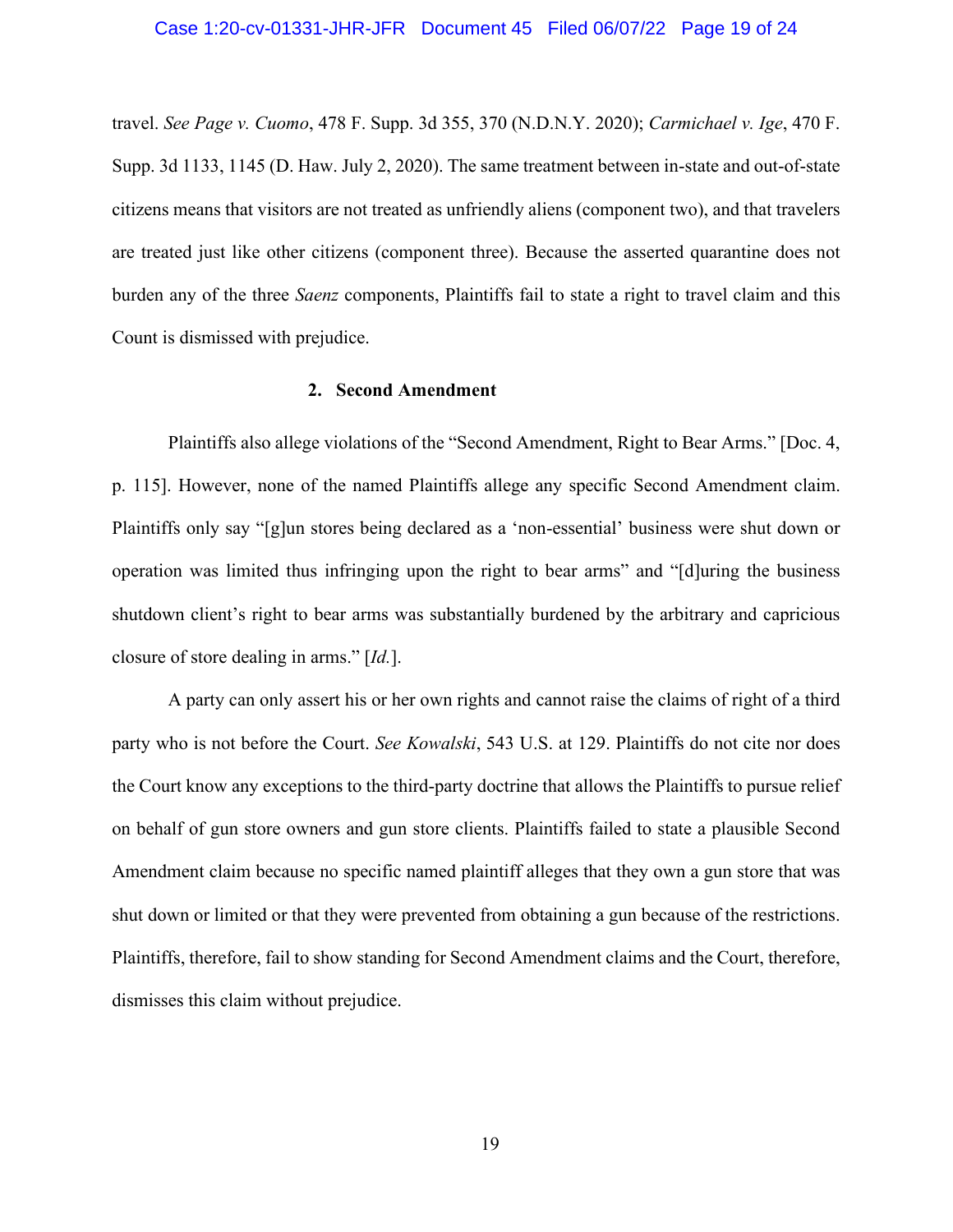travel. *See Page v. Cuomo*, 478 F. Supp. 3d 355, 370 (N.D.N.Y. 2020); *Carmichael v. Ige*, 470 F. Supp. 3d 1133, 1145 (D. Haw. July 2, 2020). The same treatment between in-state and out-of-state citizens means that visitors are not treated as unfriendly aliens (component two), and that travelers are treated just like other citizens (component three). Because the asserted quarantine does not burden any of the three *Saenz* components, Plaintiffs fail to state a right to travel claim and this Count is dismissed with prejudice.

#### 2. Second Amendment

Plaintiffs also allege violations of the "Second Amendment, Right to Bear Arms." [Doc. 4, p. 115]. However, none of the named Plaintiffs allege any specific Second Amendment claim. Plaintiffs only say "[g]un stores being declared as a 'non-essential' business were shut down or operation was limited thus infringing upon the right to bear arms" and "[d]uring the business shutdown client's right to bear arms was substantially burdened by the arbitrary and capricious closure of store dealing in arms." [*Id.*].

A party can only assert his or her own rights and cannot raise the claims of right of a third party who is not before the Court. *See Kowalski*, 543 U.S. at 129. Plaintiffs do not cite nor does the Court know any exceptions to the third-party doctrine that allows the Plaintiffs to pursue relief on behalf of gun store owners and gun store clients. Plaintiffs failed to state a plausible Second Amendment claim because no specific named plaintiff alleges that they own a gun store that was shut down or limited or that they were prevented from obtaining a gun because of the restrictions. Plaintiffs, therefore, fail to show standing for Second Amendment claims and the Court, therefore, dismisses this claim without prejudice.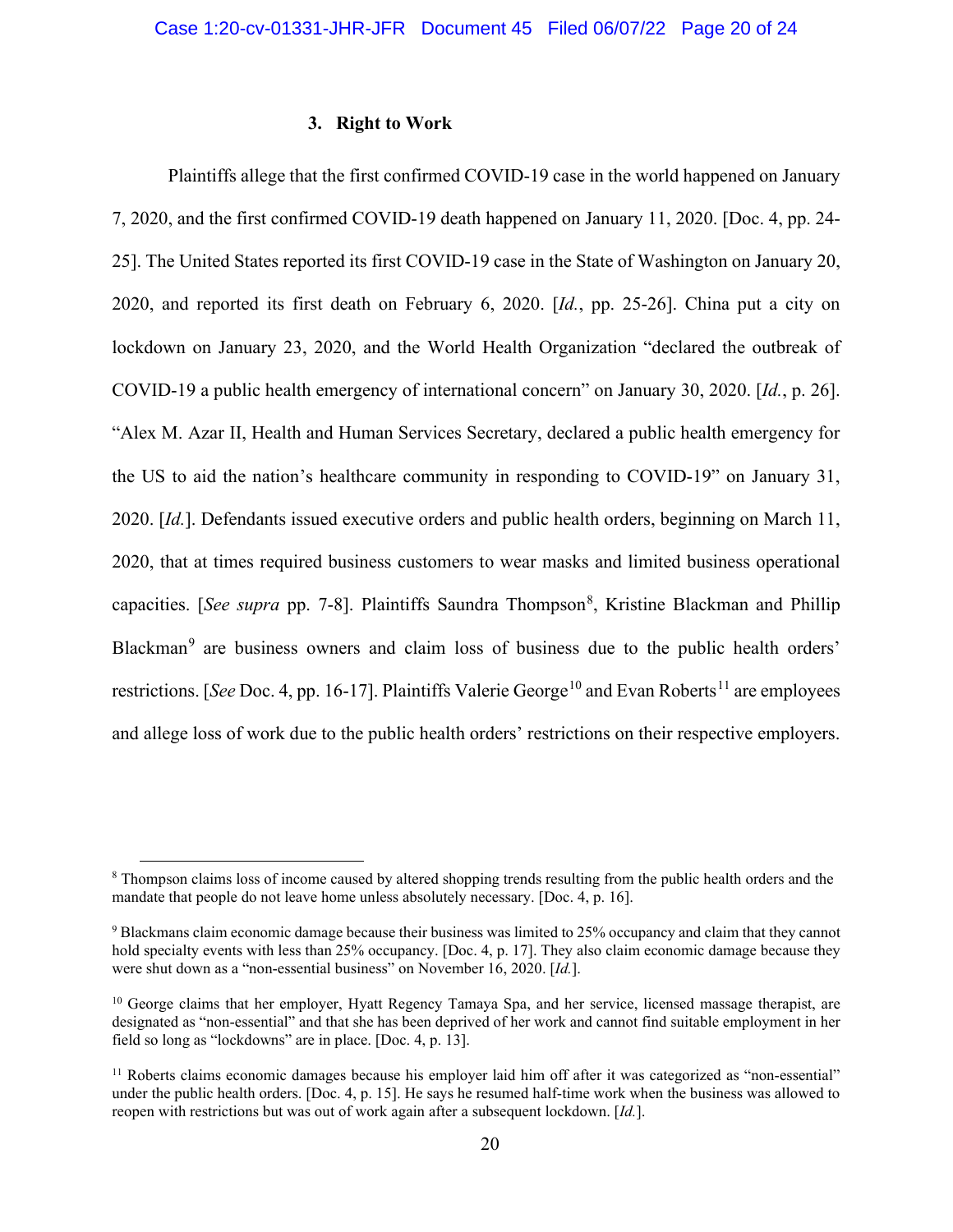### 3. Right to Work

Plaintiffs allege that the first confirmed COVID-19 case in the world happened on January 7, 2020, and the first confirmed COVID-19 death happened on January 11, 2020. [Doc. 4, pp. 24-25]. The United States reported its first COVID-19 case in the State of Washington on January 20, 2020, and reported its first death on February 6, 2020. [*Id.*, pp. 25-26]. China put a city on lockdown on January 23, 2020, and the World Health Organization "declared the outbreak of COVID-19 a public health emergency of international concern" on January 30, 2020. [*Id.*, p. 26]. "Alex M. Azar II, Health and Human Services Secretary, declared a public health emergency for the US to aid the nation's healthcare community in responding to COVID-19" on January 31, 2020. [*Id.*]. Defendants issued executive orders and public health orders, beginning on March 11, 2020, that at times required business customers to wear masks and limited business operational capacities. [*See supra* pp. 7-8]. Plaintiffs Saundra Thompson[8], Kristine Blackman and Phillip Blackman[9] are business owners and claim loss of business due to the public health orders' restrictions. [*See* Doc. 4, pp. 16-17]. Plaintiffs Valerie George[10] and Evan Roberts[11] are employees and allege loss of work due to the public health orders' restrictions on their respective employers.

---

[8] Thompson claims loss of income caused by altered shopping trends resulting from the public health orders and the mandate that people do not leave home unless absolutely necessary. [Doc. 4, p. 16].

[9] Blackmans claim economic damage because their business was limited to 25% occupancy and claim that they cannot hold specialty events with less than 25% occupancy. [Doc. 4, p. 17]. They also claim economic damage because they were shut down as a "non-essential business" on November 16, 2020. [*Id.*].

[10] George claims that her employer, Hyatt Regency Tamaya Spa, and her service, licensed massage therapist, are designated as "non-essential" and that she has been deprived of her work and cannot find suitable employment in her field so long as "lockdowns" are in place. [Doc. 4, p. 13].

[11] Roberts claims economic damages because his employer laid him off after it was categorized as "non-essential" under the public health orders. [Doc. 4, p. 15]. He says he resumed half-time work when the business was allowed to reopen with restrictions but was out of work again after a subsequent lockdown. [*Id.*].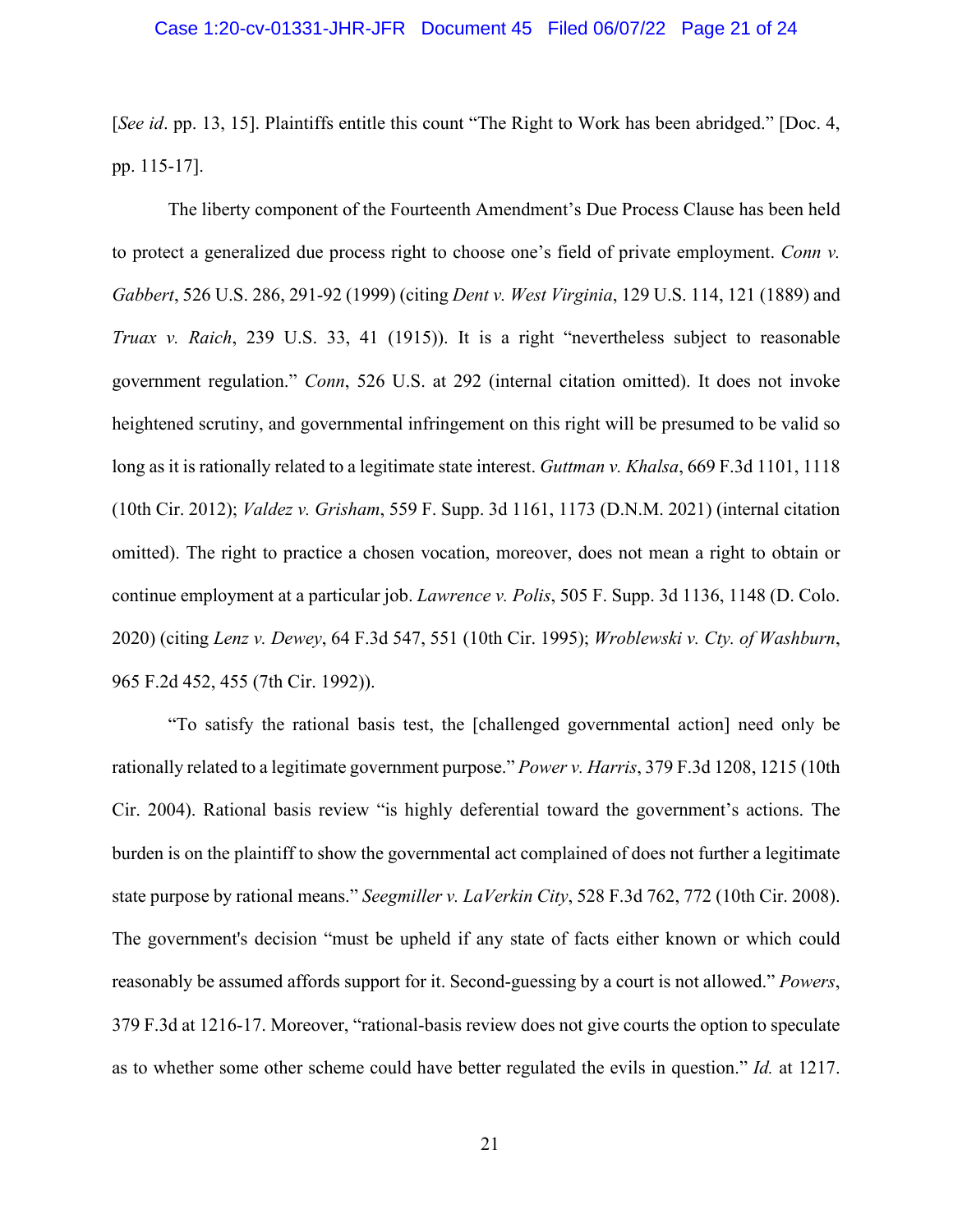[*See id*. pp. 13, 15]. Plaintiffs entitle this count "The Right to Work has been abridged." [Doc. 4, pp. 115-17].

The liberty component of the Fourteenth Amendment's Due Process Clause has been held to protect a generalized due process right to choose one's field of private employment. *Conn v. Gabbert*, 526 U.S. 286, 291-92 (1999) (citing *Dent v. West Virginia*, 129 U.S. 114, 121 (1889) and *Truax v. Raich*, 239 U.S. 33, 41 (1915)). It is a right "nevertheless subject to reasonable government regulation." *Conn*, 526 U.S. at 292 (internal citation omitted). It does not invoke heightened scrutiny, and governmental infringement on this right will be presumed to be valid so long as it is rationally related to a legitimate state interest. *Guttman v. Khalsa*, 669 F.3d 1101, 1118 (10th Cir. 2012); *Valdez v. Grisham*, 559 F. Supp. 3d 1161, 1173 (D.N.M. 2021) (internal citation omitted). The right to practice a chosen vocation, moreover, does not mean a right to obtain or continue employment at a particular job. *Lawrence v. Polis*, 505 F. Supp. 3d 1136, 1148 (D. Colo. 2020) (citing *Lenz v. Dewey*, 64 F.3d 547, 551 (10th Cir. 1995); *Wroblewski v. Cty. of Washburn*, 965 F.2d 452, 455 (7th Cir. 1992)).

"To satisfy the rational basis test, the [challenged governmental action] need only be rationally related to a legitimate government purpose." *Power v. Harris*, 379 F.3d 1208, 1215 (10th Cir. 2004). Rational basis review "is highly deferential toward the government's actions. The burden is on the plaintiff to show the governmental act complained of does not further a legitimate state purpose by rational means." *Seegmiller v. LaVerkin City*, 528 F.3d 762, 772 (10th Cir. 2008). The government's decision "must be upheld if any state of facts either known or which could reasonably be assumed affords support for it. Second-guessing by a court is not allowed." *Powers*, 379 F.3d at 1216-17. Moreover, "rational-basis review does not give courts the option to speculate as to whether some other scheme could have better regulated the evils in question." *Id.* at 1217.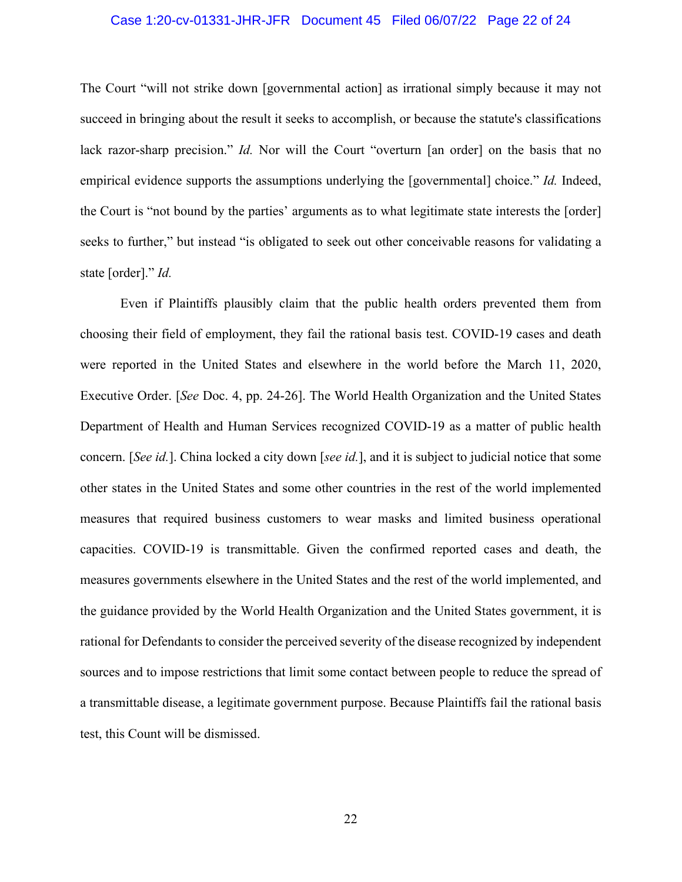The Court "will not strike down [governmental action] as irrational simply because it may not succeed in bringing about the result it seeks to accomplish, or because the statute's classifications lack razor-sharp precision." *Id.* Nor will the Court "overturn [an order] on the basis that no empirical evidence supports the assumptions underlying the [governmental] choice." *Id.* Indeed, the Court is "not bound by the parties' arguments as to what legitimate state interests the [order] seeks to further," but instead "is obligated to seek out other conceivable reasons for validating a state [order]." *Id.*

Even if Plaintiffs plausibly claim that the public health orders prevented them from choosing their field of employment, they fail the rational basis test. COVID-19 cases and death were reported in the United States and elsewhere in the world before the March 11, 2020, Executive Order. [*See* Doc. 4, pp. 24-26]. The World Health Organization and the United States Department of Health and Human Services recognized COVID-19 as a matter of public health concern. [*See id.*]. China locked a city down [*see id.*], and it is subject to judicial notice that some other states in the United States and some other countries in the rest of the world implemented measures that required business customers to wear masks and limited business operational capacities. COVID-19 is transmittable. Given the confirmed reported cases and death, the measures governments elsewhere in the United States and the rest of the world implemented, and the guidance provided by the World Health Organization and the United States government, it is rational for Defendants to consider the perceived severity of the disease recognized by independent sources and to impose restrictions that limit some contact between people to reduce the spread of a transmittable disease, a legitimate government purpose. Because Plaintiffs fail the rational basis test, this Count will be dismissed.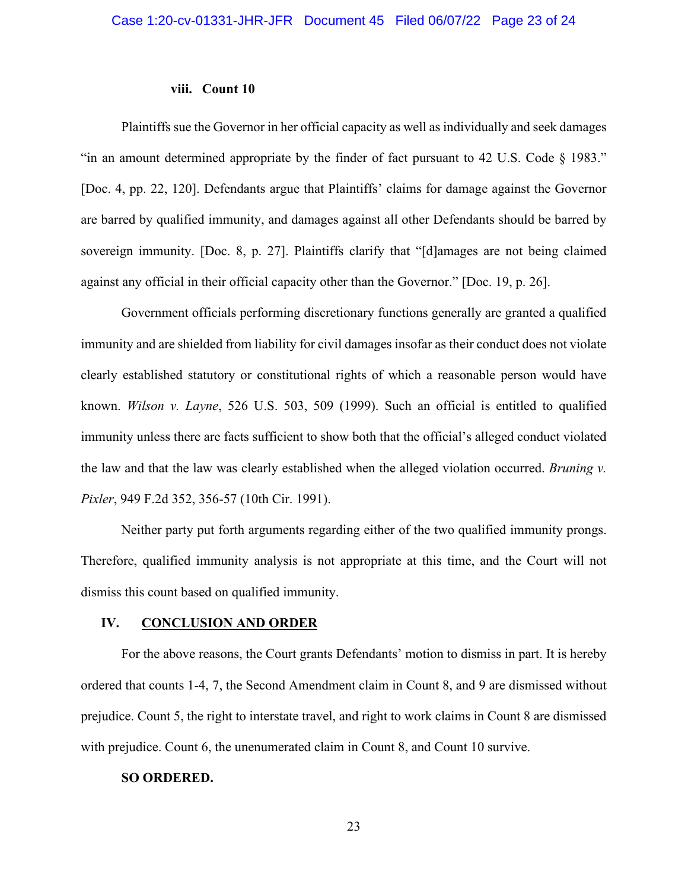#### viii. Count 10

Plaintiffs sue the Governor in her official capacity as well as individually and seek damages "in an amount determined appropriate by the finder of fact pursuant to 42 U.S. Code § 1983." [Doc. 4, pp. 22, 120]. Defendants argue that Plaintiffs' claims for damage against the Governor are barred by qualified immunity, and damages against all other Defendants should be barred by sovereign immunity. [Doc. 8, p. 27]. Plaintiffs clarify that "[d]amages are not being claimed against any official in their official capacity other than the Governor." [Doc. 19, p. 26].

Government officials performing discretionary functions generally are granted a qualified immunity and are shielded from liability for civil damages insofar as their conduct does not violate clearly established statutory or constitutional rights of which a reasonable person would have known. *Wilson v. Layne*, 526 U.S. 503, 509 (1999). Such an official is entitled to qualified immunity unless there are facts sufficient to show both that the official's alleged conduct violated the law and that the law was clearly established when the alleged violation occurred. *Bruning v. Pixler*, 949 F.2d 352, 356-57 (10th Cir. 1991).

Neither party put forth arguments regarding either of the two qualified immunity prongs. Therefore, qualified immunity analysis is not appropriate at this time, and the Court will not dismiss this count based on qualified immunity.

## IV. CONCLUSION AND ORDER

For the above reasons, the Court grants Defendants' motion to dismiss in part. It is hereby ordered that counts 1-4, 7, the Second Amendment claim in Count 8, and 9 are dismissed without prejudice. Count 5, the right to interstate travel, and right to work claims in Count 8 are dismissed with prejudice. Count 6, the unenumerated claim in Count 8, and Count 10 survive.

**SO ORDERED.**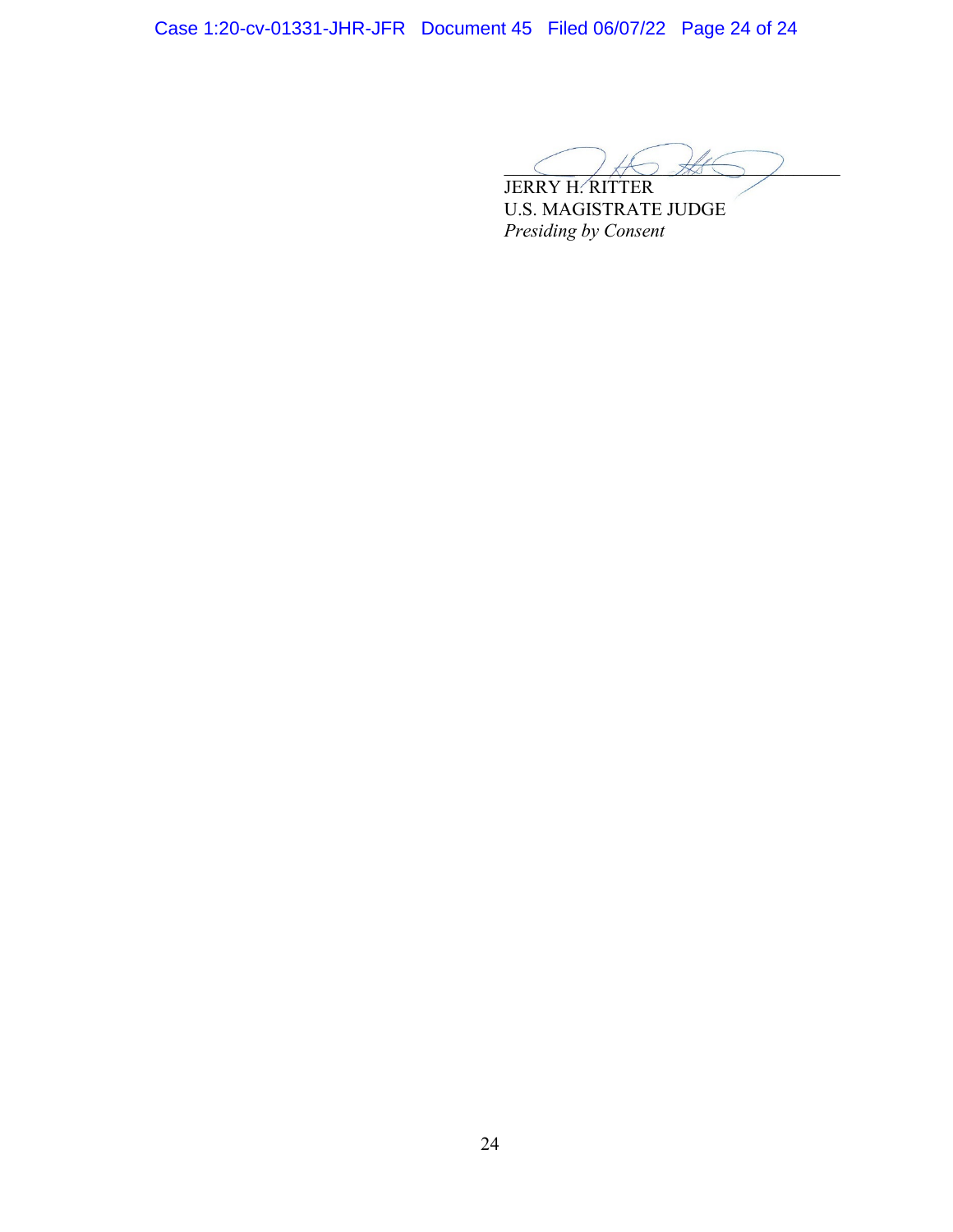JERRY H. RITTER
U.S. MAGISTRATE JUDGE
*Presiding by Consent*